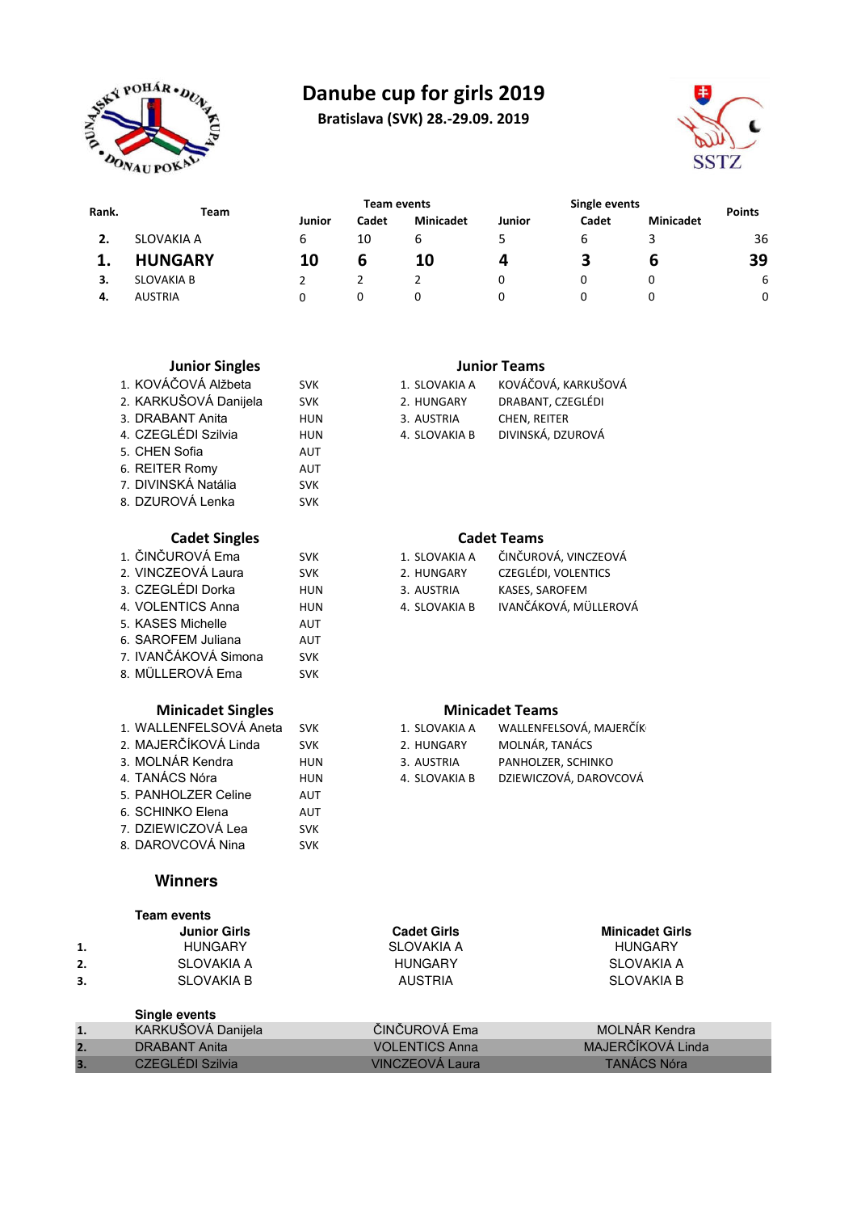# Danube cup for girls 2019

**Bratislava (SVK) 28.-29.09. 2019**

| Rank. | Team | Team events | | | Single events | | | Points |
|---|---|---|---|---|---|---|---|---|
| | | Junior | Cadet | Minicadet | Junior | Cadet | Minicadet | |
| 2. | SLOVAKIA A | 6 | 10 | 6 | 5 | 6 | 3 | 36 |
| **1.** | **HUNGARY** | **10** | **6** | **10** | **4** | **3** | **6** | **39** |
| 3. | SLOVAKIA B | 2 | 2 | 2 | 0 | 0 | 0 | 6 |
| 4. | AUSTRIA | 0 | 0 | 0 | 0 | 0 | 0 | 0 |

### Junior Singles

| | Name | Country |
|---|---|---|
| 1. | KOVÁČOVÁ Alžbeta | SVK |
| 2. | KARKUŠOVÁ Danijela | SVK |
| 3. | DRABANT Anita | HUN |
| 4. | CZEGLÉDI Szilvia | HUN |
| 5. | CHEN Sofia | AUT |
| 6. | REITER Romy | AUT |
| 7. | DIVINSKÁ Natália | SVK |
| 8. | DZUROVÁ Lenka | SVK |

### Junior Teams

| | Team | Players |
|---|---|---|
| 1. | SLOVAKIA A | KOVÁČOVÁ, KARKUŠOVÁ |
| 2. | HUNGARY | DRABANT, CZEGLÉDI |
| 3. | AUSTRIA | CHEN, REITER |
| 4. | SLOVAKIA B | DIVINSKÁ, DZUROVÁ |

### Cadet Singles

| | Name | Country |
|---|---|---|
| 1. | ČINČUROVÁ Ema | SVK |
| 2. | VINCZEOVÁ Laura | SVK |
| 3. | CZEGLÉDI Dorka | HUN |
| 4. | VOLENTICS Anna | HUN |
| 5. | KASES Michelle | AUT |
| 6. | SAROFEM Juliana | AUT |
| 7. | IVANČÁKOVÁ Simona | SVK |
| 8. | MÜLLEROVÁ Ema | SVK |

### Cadet Teams

| | Team | Players |
|---|---|---|
| 1. | SLOVAKIA A | ČINČUROVÁ, VINCZEOVÁ |
| 2. | HUNGARY | CZEGLÉDI, VOLENTICS |
| 3. | AUSTRIA | KASES, SAROFEM |
| 4. | SLOVAKIA B | IVANČÁKOVÁ, MÜLLEROVÁ |

### Minicadet Singles

| | Name | Country |
|---|---|---|
| 1. | WALLENFELSOVÁ Aneta | SVK |
| 2. | MAJERČÍKOVÁ Linda | SVK |
| 3. | MOLNÁR Kendra | HUN |
| 4. | TANÁCS Nóra | HUN |
| 5. | PANHOLZER Celine | AUT |
| 6. | SCHINKO Elena | AUT |
| 7. | DZIEWICZOVÁ Lea | SVK |
| 8. | DAROVCOVÁ Nina | SVK |

### Minicadet Teams

| | Team | Players |
|---|---|---|
| 1. | SLOVAKIA A | WALLENFELSOVÁ, MAJERČÍK |
| 2. | HUNGARY | MOLNÁR, TANÁCS |
| 3. | AUSTRIA | PANHOLZER, SCHINKO |
| 4. | SLOVAKIA B | DZIEWICZOVÁ, DAROVCOVÁ |

## Winners

**Team events**

| | Junior Girls | Cadet Girls | Minicadet Girls |
|---|---|---|---|
| 1. | HUNGARY | SLOVAKIA A | HUNGARY |
| 2. | SLOVAKIA A | HUNGARY | SLOVAKIA A |
| 3. | SLOVAKIA B | AUSTRIA | SLOVAKIA B |

**Single events**

| | Junior Girls | Cadet Girls | Minicadet Girls |
|---|---|---|---|
| 1. | KARKUŠOVÁ Danijela | ČINČUROVÁ Ema | MOLNÁR Kendra |
| 2. | DRABANT Anita | VOLENTICS Anna | MAJERČÍKOVÁ Linda |
| 3. | CZEGLÉDI Szilvia | VINCZEOVÁ Laura | TANÁCS Nóra |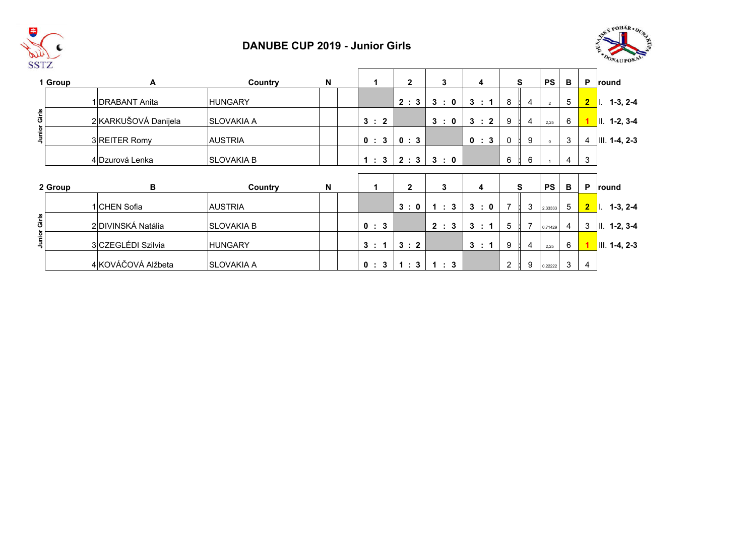# DANUBE CUP 2019 - Junior Girls

| 1 Group | A | Country | N | | 1 | 2 | 3 | 4 | S | | PS | B | P | round |
|---|---|---|---|---|---|---|---|---|---|---|---|---|---|---|
| Junior Girls | 1 DRABANT Anita | HUNGARY | | | | 2 : 3 | 3 : 0 | 3 : 1 | 8 | 4 | 2 | 5 | 2 | I. 1-3, 2-4 |
| | 2 KARKUŠOVÁ Danijela | SLOVAKIA A | | | 3 : 2 | | 3 : 0 | 3 : 2 | 9 | 4 | 2,25 | 6 | 1 | II. 1-2, 3-4 |
| | 3 REITER Romy | AUSTRIA | | | 0 : 3 | 0 : 3 | | 0 : 3 | 0 | 9 | 0 | 3 | 4 | III. 1-4, 2-3 |
| | 4 Dzurová Lenka | SLOVAKIA B | | | 1 : 3 | 2 : 3 | 3 : 0 | | 6 | 6 | 1 | 4 | 3 | |

| 2 Group | B | Country | N | | 1 | 2 | 3 | 4 | S | | PS | B | P | round |
|---|---|---|---|---|---|---|---|---|---|---|---|---|---|---|
| Junior Girls | 1 CHEN Sofia | AUSTRIA | | | | 3 : 0 | 1 : 3 | 3 : 0 | 7 | 3 | 2,33333 | 5 | 2 | I. 1-3, 2-4 |
| | 2 DIVINSKÁ Natália | SLOVAKIA B | | | 0 : 3 | | 2 : 3 | 3 : 1 | 5 | 7 | 0,71429 | 4 | 3 | II. 1-2, 3-4 |
| | 3 CZEGLÉDI Szilvia | HUNGARY | | | 3 : 1 | 3 : 2 | | 3 : 1 | 9 | 4 | 2,25 | 6 | 1 | III. 1-4, 2-3 |
| | 4 KOVÁČOVÁ Alžbeta | SLOVAKIA A | | | 0 : 3 | 1 : 3 | 1 : 3 | | 2 | 9 | 0,22222 | 3 | 4 | |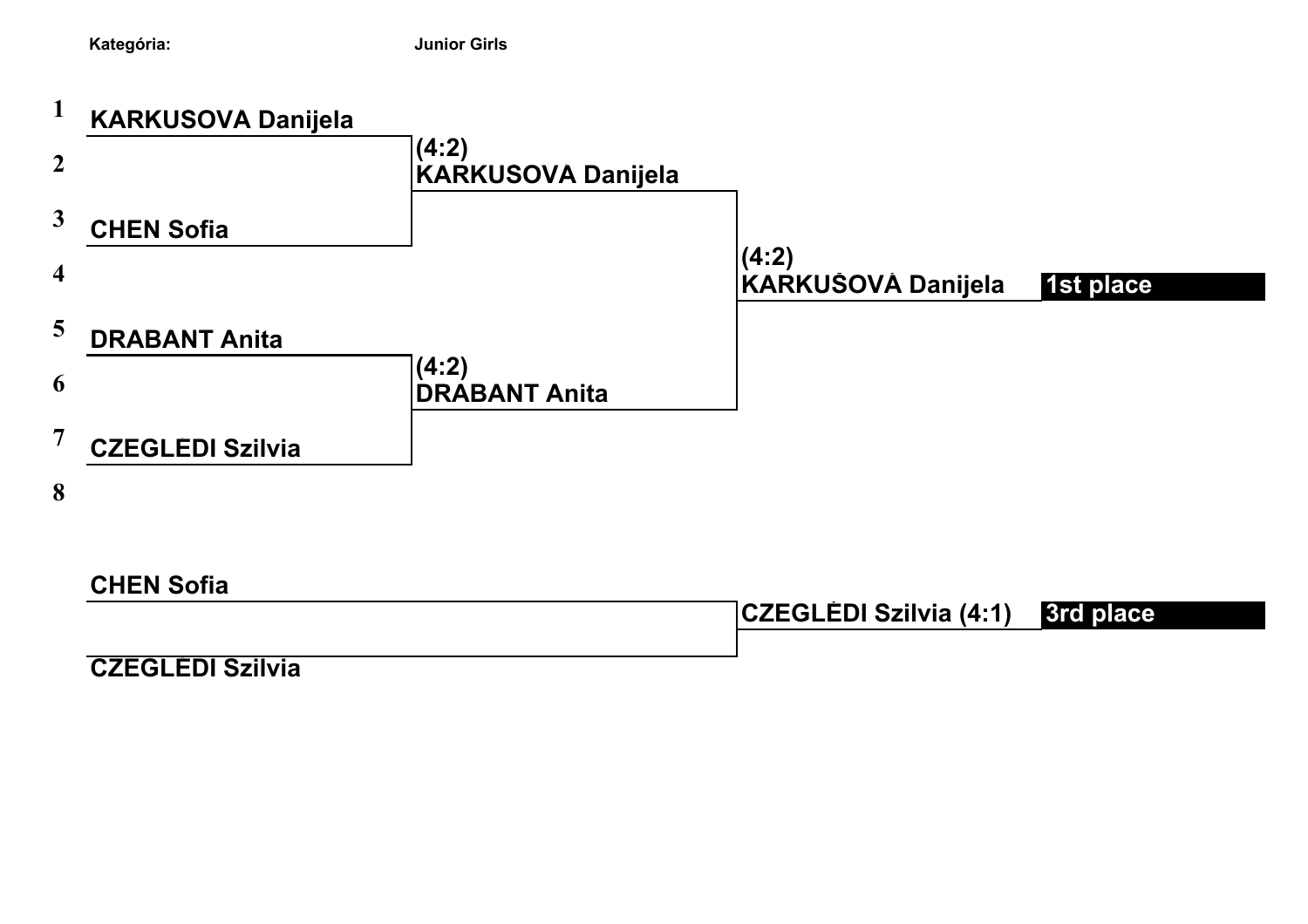**Kategória:** **Junior Girls**

| # | Round 1 | Semifinals | Final | |
|---|---|---|---|---|
| 1 | KARKUSOVA Danijela | | | |
| 2 | | (4:2) KARKUSOVA Danijela | | |
| 3 | CHEN Sofia | | | |
| 4 | | | (4:2) KARKUŠOVÁ Danijela | 1st place |
| 5 | DRABANT Anita | | | |
| 6 | | (4:2) DRABANT Anita | | |
| 7 | CZEGLEDI Szilvia | | | |
| 8 | | | | |

**3rd place match**

| Player | Result | |
|---|---|---|
| CHEN Sofia | | |
| | CZEGLÉDI Szilvia (4:1) | 3rd place |
| CZEGLEDI Szilvia | | |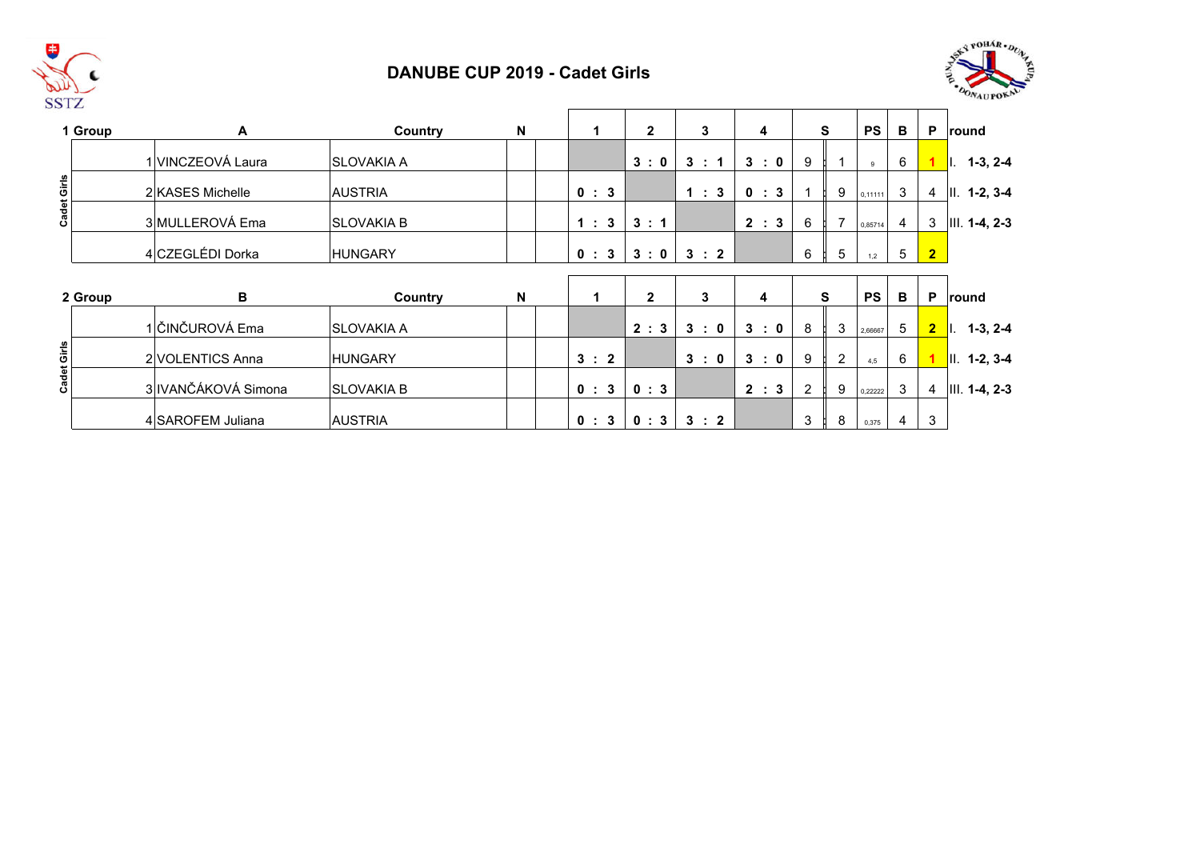# DANUBE CUP 2019 - Cadet Girls

| 1 Group | A | Country | N | | 1 | 2 | 3 | 4 | S | | PS | B | P | round |
|---|---|---|---|---|---|---|---|---|---|---|---|---|---|---|
| Cadet Girls | 1 VINCZEOVÁ Laura | SLOVAKIA A | | | | 3 : 0 | 3 : 1 | 3 : 0 | 9 | 1 | 9 | 6 | 1 | I. 1-3, 2-4 |
| | 2 KASES Michelle | AUSTRIA | | | 0 : 3 | | 1 : 3 | 0 : 3 | 1 | 9 | 0,11111 | 3 | 4 | II. 1-2, 3-4 |
| | 3 MULLEROVÁ Ema | SLOVAKIA B | | | 1 : 3 | 3 : 1 | | 2 : 3 | 6 | 7 | 0,85714 | 4 | 3 | III. 1-4, 2-3 |
| | 4 CZEGLÉDI Dorka | HUNGARY | | | 0 : 3 | 3 : 0 | 3 : 2 | | 6 | 5 | 1,2 | 5 | 2 | |

| 2 Group | B | Country | N | | 1 | 2 | 3 | 4 | S | | PS | B | P | round |
|---|---|---|---|---|---|---|---|---|---|---|---|---|---|---|
| Cadet Girls | 1 ČINČUROVÁ Ema | SLOVAKIA A | | | | 2 : 3 | 3 : 0 | 3 : 0 | 8 | 3 | 2,66667 | 5 | 2 | I. 1-3, 2-4 |
| | 2 VOLENTICS Anna | HUNGARY | | | 3 : 2 | | 3 : 0 | 3 : 0 | 9 | 2 | 4,5 | 6 | 1 | II. 1-2, 3-4 |
| | 3 IVANČÁKOVÁ Simona | SLOVAKIA B | | | 0 : 3 | 0 : 3 | | 2 : 3 | 2 | 9 | 0,22222 | 3 | 4 | III. 1-4, 2-3 |
| | 4 SAROFEM Juliana | AUSTRIA | | | 0 : 3 | 0 : 3 | 3 : 2 | | 3 | 8 | 0,375 | 4 | 3 | |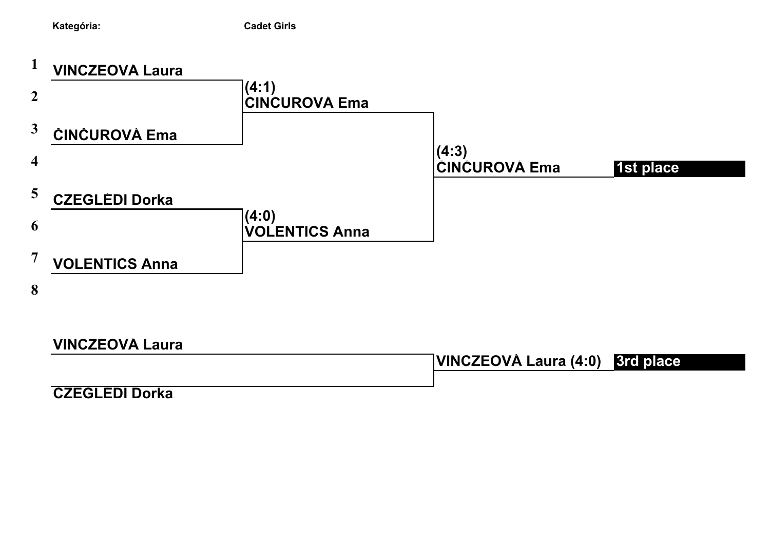**Kategória:** **Cadet Girls**

| Seed | Round 1 | Semifinal | Final | Place |
|---|---|---|---|---|
| 1 | VINCZEOVÁ Laura | (4:1) CINCUROVA Ema | (4:3) ČINČUROVÁ Ema | 1st place |
| 2 | | | | |
| 3 | ČINČUROVÁ Ema | | | |
| 4 | | | | |
| 5 | CZEGLÉDI Dorka | (4:0) VOLENTICS Anna | | |
| 6 | | | | |
| 7 | VOLENTICS Anna | | | |
| 8 | | | | |

| Match for 3rd place | Result | Place |
|---|---|---|
| VINCZEOVA Laura | VINCZEOVÁ Laura (4:0) | 3rd place |
| CZEGLÉDI Dorka | | |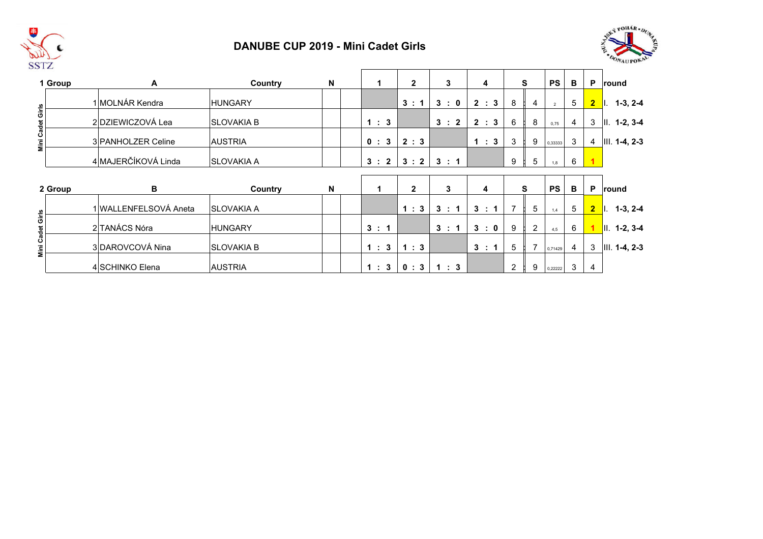# DANUBE CUP 2019 - Mini Cadet Girls

| 1 Group | A | Country | N | | 1 | 2 | 3 | 4 | S | | PS | B | P | round |
|---|---|---|---|---|---|---|---|---|---|---|---|---|---|---|
| Mini Cadet Girls | 1 MOLNÁR Kendra | HUNGARY | | | | 3 : 1 | 3 : 0 | 2 : 3 | 8 | 4 | 2 | 5 | 2 | I. 1-3, 2-4 |
| | 2 DZIEWICZOVÁ Lea | SLOVAKIA B | | | 1 : 3 | | 3 : 2 | 2 : 3 | 6 | 8 | 0,75 | 4 | 3 | II. 1-2, 3-4 |
| | 3 PANHOLZER Celine | AUSTRIA | | | 0 : 3 | 2 : 3 | | 1 : 3 | 3 | 9 | 0,33333 | 3 | 4 | III. 1-4, 2-3 |
| | 4 MAJERČÍKOVÁ Linda | SLOVAKIA A | | | 3 : 2 | 3 : 2 | 3 : 1 | | 9 | 5 | 1,8 | 6 | 1 | |

| 2 Group | B | Country | N | | 1 | 2 | 3 | 4 | S | | PS | B | P | round |
|---|---|---|---|---|---|---|---|---|---|---|---|---|---|---|
| Mini Cadet Girls | 1 WALLENFELSOVÁ Aneta | SLOVAKIA A | | | | 1 : 3 | 3 : 1 | 3 : 1 | 7 | 5 | 1,4 | 5 | 2 | I. 1-3, 2-4 |
| | 2 TANÁCS Nóra | HUNGARY | | | 3 : 1 | | 3 : 1 | 3 : 0 | 9 | 2 | 4,5 | 6 | 1 | II. 1-2, 3-4 |
| | 3 DAROVCOVÁ Nina | SLOVAKIA B | | | 1 : 3 | 1 : 3 | | 3 : 1 | 5 | 7 | 0,71429 | 4 | 3 | III. 1-4, 2-3 |
| | 4 SCHINKO Elena | AUSTRIA | | | 1 : 3 | 0 : 3 | 1 : 3 | | 2 | 9 | 0,22222 | 3 | 4 | |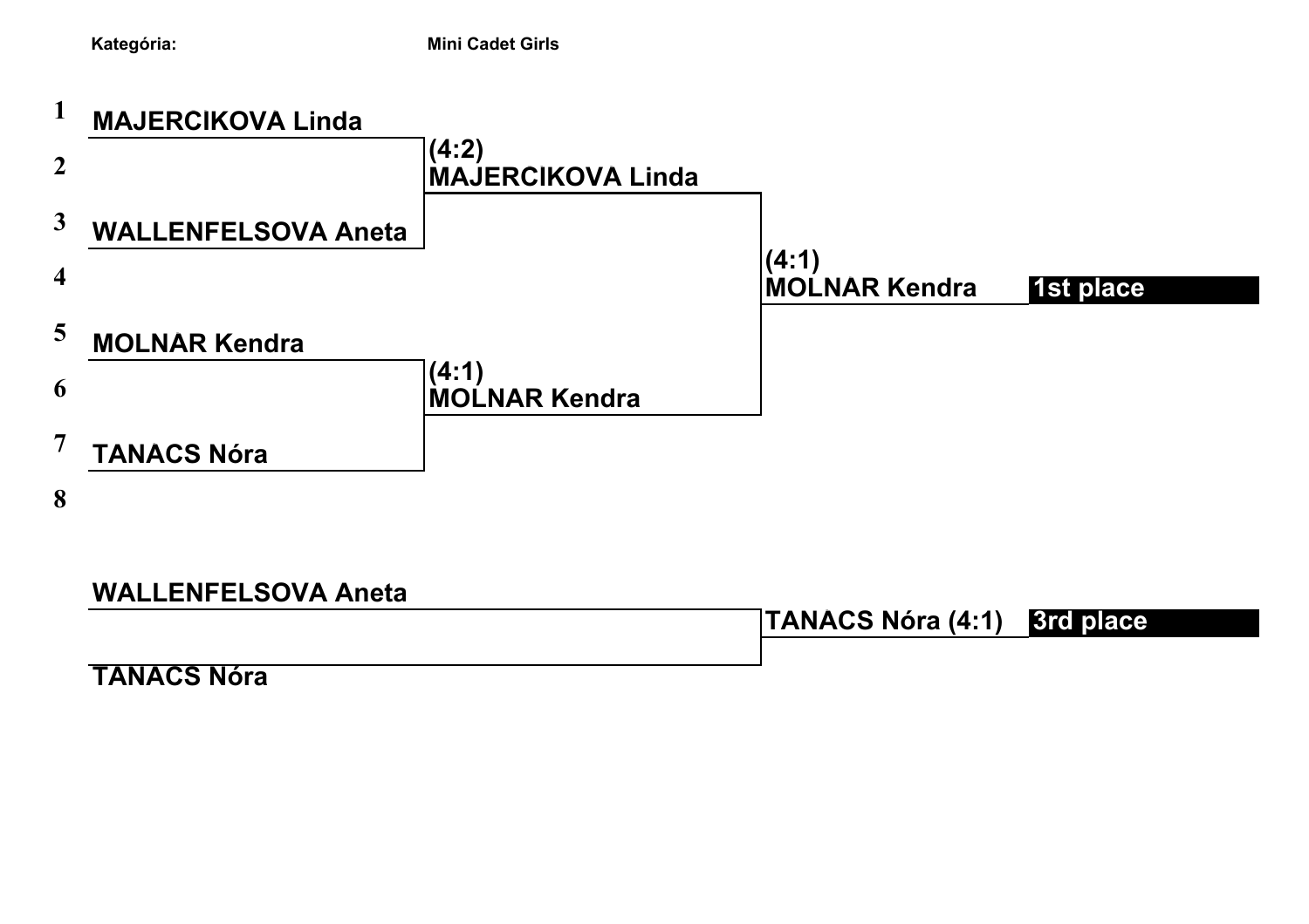**Kategória:** **Mini Cadet Girls**

| Seed | Round 1 | Semifinal | Final | Result |
|---|---|---|---|---|
| 1 | MAJERCIKOVA Linda | | | |
| 2 | | (4:2) MAJERCIKOVA Linda | | |
| 3 | WALLENFELSOVA Aneta | | | |
| 4 | | | (4:1) MOLNAR Kendra | 1st place |
| 5 | MOLNAR Kendra | | | |
| 6 | | (4:1) MOLNAR Kendra | | |
| 7 | TANACS Nóra | | | |
| 8 | | | | |

| Match for 3rd place | Winner | Result |
|---|---|---|
| WALLENFELSOVA Aneta | | |
| | TANACS Nóra (4:1) | 3rd place |
| TANACS Nóra | | |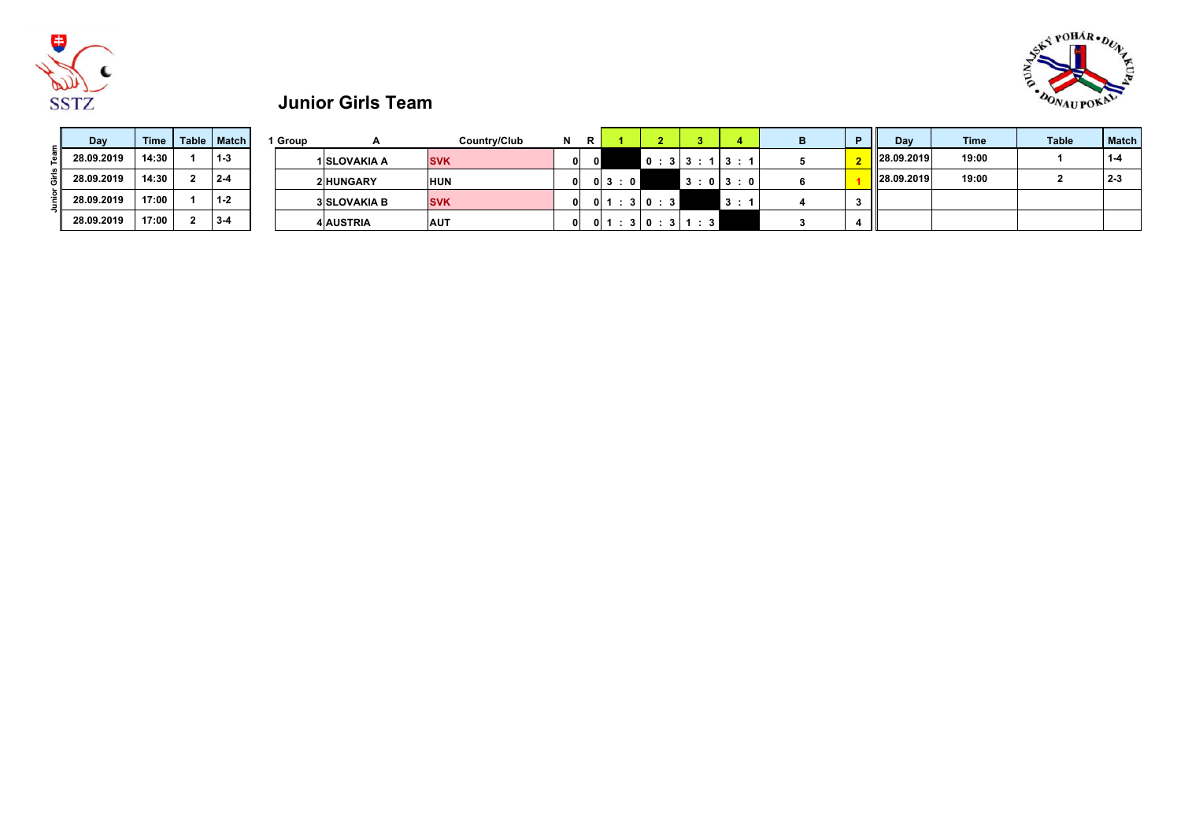# Junior Girls Team

Junior Girls Team

| Day | Time | Table | Match |
|---|---|---|---|
| 28.09.2019 | 14:30 | 1 | 1-3 |
| 28.09.2019 | 14:30 | 2 | 2-4 |
| 28.09.2019 | 17:00 | 1 | 1-2 |
| 28.09.2019 | 17:00 | 2 | 3-4 |

| 1 Group | A | Country/Club | N | R | 1 | 2 | 3 | 4 | B | P |
|---|---|---|---|---|---|---|---|---|---|---|
| 1 | SLOVAKIA A | SVK | 0 | 0 | | 0 : 3 | 3 : 1 | 3 : 1 | 5 | 2 |
| 2 | HUNGARY | HUN | 0 | 0 | 3 : 0 | | 3 : 0 | 3 : 0 | 6 | 1 |
| 3 | SLOVAKIA B | SVK | 0 | 0 | 1 : 3 | 0 : 3 | | 3 : 1 | 4 | 3 |
| 4 | AUSTRIA | AUT | 0 | 0 | 1 : 3 | 0 : 3 | 1 : 3 | | 3 | 4 |

| Day | Time | Table | Match |
|---|---|---|---|
| 28.09.2019 | 19:00 | 1 | 1-4 |
| 28.09.2019 | 19:00 | 2 | 2-3 |
| | | | |
| | | | |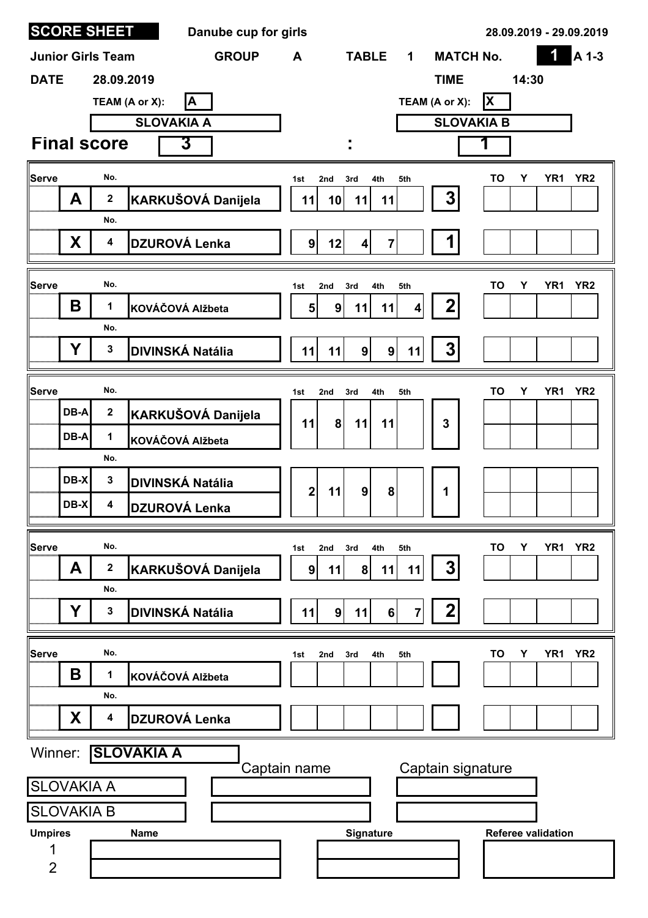**SCORE SHEET** Danube cup for girls 28.09.2019 - 29.09.2019

**Junior Girls Team** GROUP A TABLE 1 MATCH No. **1** A 1-3

**DATE** 28.09.2019 **TIME** 14:30

| TEAM (A or X): | A | TEAM (A or X): | X |
|---|---|---|---|
| | SLOVAKIA A | | SLOVAKIA B |

**Final score** 3 : 1

| Serve | | No. | Name | 1st | 2nd | 3rd | 4th | 5th | | TO | Y | YR1 | YR2 |
|---|---|---|---|---|---|---|---|---|---|---|---|---|---|
| | A | 2 | KARKUŠOVÁ Danijela | 11 | 10 | 11 | 11 | | 3 | | | | |
| | X | 4 | DZUROVÁ Lenka | 9 | 12 | 4 | 7 | | 1 | | | | |

| Serve | | No. | Name | 1st | 2nd | 3rd | 4th | 5th | | TO | Y | YR1 | YR2 |
|---|---|---|---|---|---|---|---|---|---|---|---|---|---|
| | B | 1 | KOVÁČOVÁ Alžbeta | 5 | 9 | 11 | 11 | 4 | 2 | | | | |
| | Y | 3 | DIVINSKÁ Natália | 11 | 11 | 9 | 9 | 11 | 3 | | | | |

| Serve | | No. | Name | 1st | 2nd | 3rd | 4th | 5th | | TO | Y | YR1 | YR2 |
|---|---|---|---|---|---|---|---|---|---|---|---|---|---|
| | DB-A | 2 | KARKUŠOVÁ Danijela | 11 | 8 | 11 | 11 | | 3 | | | | |
| | DB-A | 1 | KOVÁČOVÁ Alžbeta | | | | | | | | | | |
| | DB-X | 3 | DIVINSKÁ Natália | 2 | 11 | 9 | 8 | | 1 | | | | |
| | DB-X | 4 | DZUROVÁ Lenka | | | | | | | | | | |

| Serve | | No. | Name | 1st | 2nd | 3rd | 4th | 5th | | TO | Y | YR1 | YR2 |
|---|---|---|---|---|---|---|---|---|---|---|---|---|---|
| | A | 2 | KARKUŠOVÁ Danijela | 9 | 11 | 8 | 11 | 11 | 3 | | | | |
| | Y | 3 | DIVINSKÁ Natália | 11 | 9 | 11 | 6 | 7 | 2 | | | | |

| Serve | | No. | Name | 1st | 2nd | 3rd | 4th | 5th | | TO | Y | YR1 | YR2 |
|---|---|---|---|---|---|---|---|---|---|---|---|---|---|
| | B | 1 | KOVÁČOVÁ Alžbeta | | | | | | | | | | |
| | X | 4 | DZUROVÁ Lenka | | | | | | | | | | |

Winner: **SLOVAKIA A**

| | Captain name | Captain signature |
|---|---|---|
| SLOVAKIA A | | |
| SLOVAKIA B | | |

| Umpires | Name | Signature | Referee validation |
|---|---|---|---|
| 1 | | | |
| 2 | | | |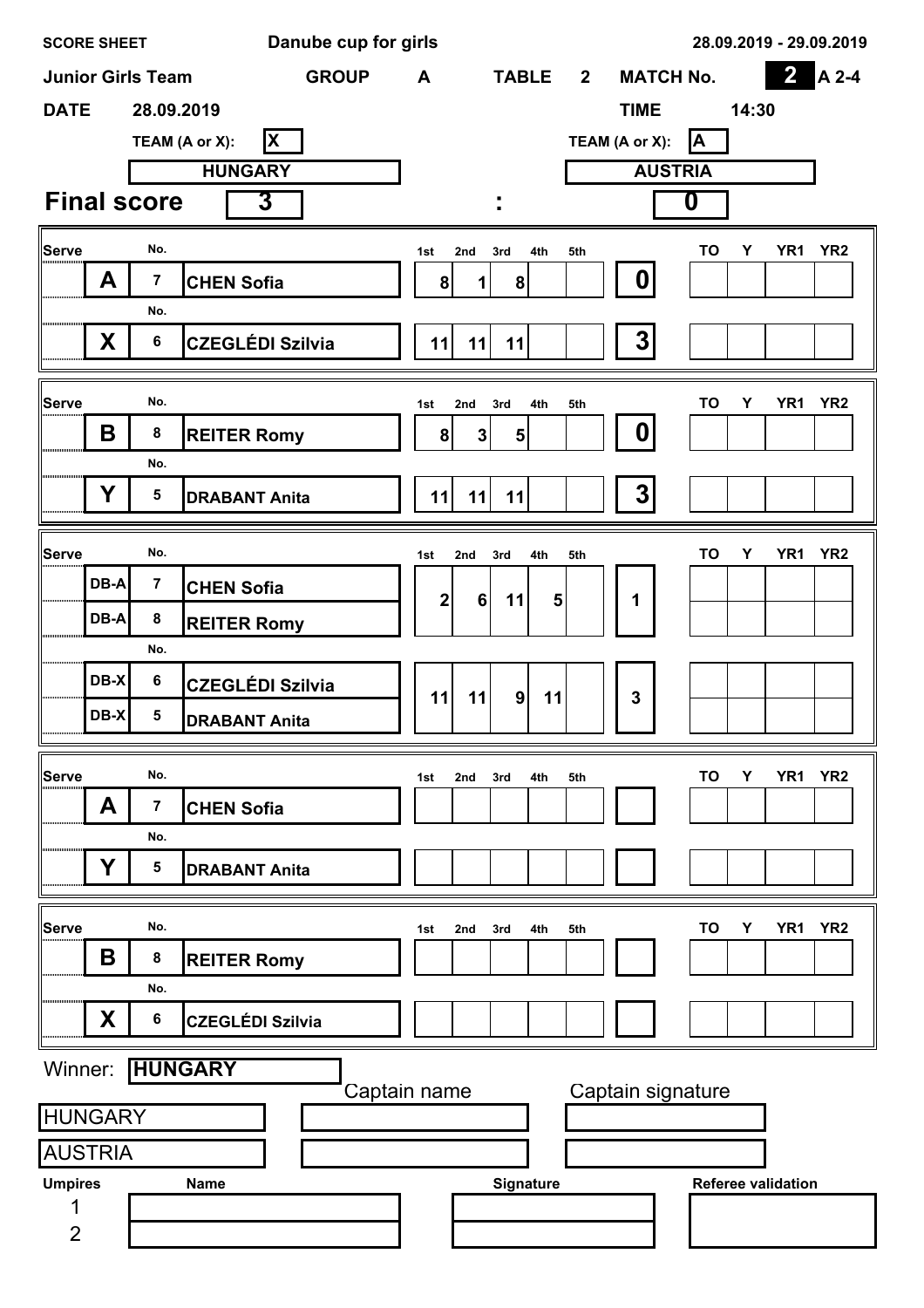**SCORE SHEET** **Danube cup for girls** **28.09.2019 - 29.09.2019**

**Junior Girls Team** **GROUP** **A** **TABLE** **2** **MATCH No.** **2** **A 2-4**

**DATE** **28.09.2019** **TIME** **14:30**

| TEAM (A or X): | X | | TEAM (A or X): | A |
|---|---|---|---|---|
| | **HUNGARY** | | | **AUSTRIA** |
| **Final score** | **3** | **:** | | **0** |

| Serve | | No. | | 1st | 2nd | 3rd | 4th | 5th | | TO | Y | YR1 | YR2 |
|---|---|---|---|---|---|---|---|---|---|---|---|---|---|
| | **A** | 7 | **CHEN Sofia** | 8 | 1 | 8 | | | **0** | | | | |
| | **X** | 6 | **CZEGLÉDI Szilvia** | 11 | 11 | 11 | | | **3** | | | | |

| Serve | | No. | | 1st | 2nd | 3rd | 4th | 5th | | TO | Y | YR1 | YR2 |
|---|---|---|---|---|---|---|---|---|---|---|---|---|---|
| | **B** | 8 | **REITER Romy** | 8 | 3 | 5 | | | **0** | | | | |
| | **Y** | 5 | **DRABANT Anita** | 11 | 11 | 11 | | | **3** | | | | |

| Serve | | No. | | 1st | 2nd | 3rd | 4th | 5th | | TO | Y | YR1 | YR2 |
|---|---|---|---|---|---|---|---|---|---|---|---|---|---|
| | **DB-A** | 7 | **CHEN Sofia** | 2 | 6 | 11 | 5 | | **1** | | | | |
| | **DB-A** | 8 | **REITER Romy** | | | | | | | | | | |
| | **DB-X** | 6 | **CZEGLÉDI Szilvia** | 11 | 11 | 9 | 11 | | **3** | | | | |
| | **DB-X** | 5 | **DRABANT Anita** | | | | | | | | | | |

| Serve | | No. | | 1st | 2nd | 3rd | 4th | 5th | | TO | Y | YR1 | YR2 |
|---|---|---|---|---|---|---|---|---|---|---|---|---|---|
| | **A** | 7 | **CHEN Sofia** | | | | | | | | | | |
| | **Y** | 5 | **DRABANT Anita** | | | | | | | | | | |

| Serve | | No. | | 1st | 2nd | 3rd | 4th | 5th | | TO | Y | YR1 | YR2 |
|---|---|---|---|---|---|---|---|---|---|---|---|---|---|
| | **B** | 8 | **REITER Romy** | | | | | | | | | | |
| | **X** | 6 | **CZEGLÉDI Szilvia** | | | | | | | | | | |

Winner: **HUNGARY**

| | Captain name | Captain signature |
|---|---|---|
| HUNGARY | | |
| AUSTRIA | | |

| Umpires | Name | Signature | Referee validation |
|---|---|---|---|
| 1 | | | |
| 2 | | | |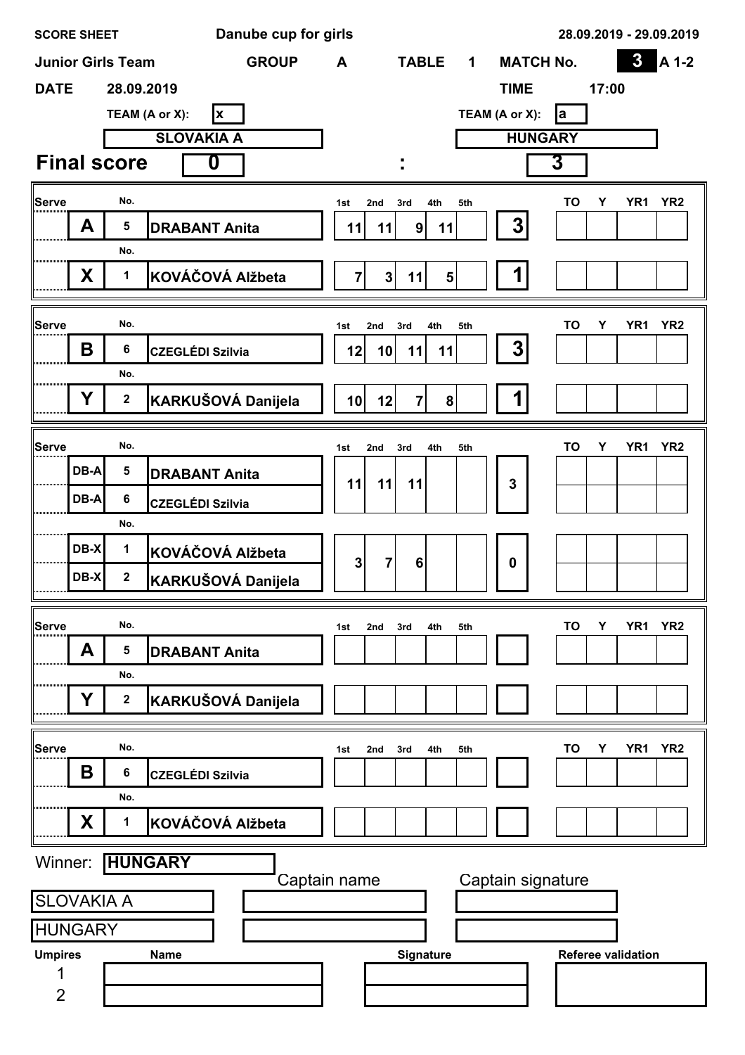**SCORE SHEET** **Danube cup for girls** **28.09.2019 - 29.09.2019**

**Junior Girls Team** **GROUP** **A** **TABLE** **1** **MATCH No.** **3** **A 1-2**

**DATE** **28.09.2019** **TIME** **17:00**

| TEAM (A or X): | x | TEAM (A or X): | a |
|---|---|---|---|
| | **SLOVAKIA A** | | **HUNGARY** |

## Final score **0** : **3**

| Serve | | No. | | 1st | 2nd | 3rd | 4th | 5th | | TO | Y | YR1 | YR2 |
|---|---|---|---|---|---|---|---|---|---|---|---|---|---|
| | **A** | 5 | **DRABANT Anita** | 11 | 11 | 9 | 11 | | **3** | | | | |
| | **X** | 1 | **KOVÁČOVÁ Alžbeta** | 7 | 3 | 11 | 5 | | **1** | | | | |

| Serve | | No. | | 1st | 2nd | 3rd | 4th | 5th | | TO | Y | YR1 | YR2 |
|---|---|---|---|---|---|---|---|---|---|---|---|---|---|
| | **B** | 6 | **CZEGLÉDI Szilvia** | 12 | 10 | 11 | 11 | | **3** | | | | |
| | **Y** | 2 | **KARKUŠOVÁ Danijela** | 10 | 12 | 7 | 8 | | **1** | | | | |

| Serve | | No. | | 1st | 2nd | 3rd | 4th | 5th | | TO | Y | YR1 | YR2 |
|---|---|---|---|---|---|---|---|---|---|---|---|---|---|
| | **DB-A** | 5 | **DRABANT Anita** | 11 | 11 | 11 | | | **3** | | | | |
| | **DB-A** | 6 | **CZEGLÉDI Szilvia** | | | | | | | | | | |
| | **DB-X** | 1 | **KOVÁČOVÁ Alžbeta** | 3 | 7 | 6 | | | **0** | | | | |
| | **DB-X** | 2 | **KARKUŠOVÁ Danijela** | | | | | | | | | | |

| Serve | | No. | | 1st | 2nd | 3rd | 4th | 5th | | TO | Y | YR1 | YR2 |
|---|---|---|---|---|---|---|---|---|---|---|---|---|---|
| | **A** | 5 | **DRABANT Anita** | | | | | | | | | | |
| | **Y** | 2 | **KARKUŠOVÁ Danijela** | | | | | | | | | | |

| Serve | | No. | | 1st | 2nd | 3rd | 4th | 5th | | TO | Y | YR1 | YR2 |
|---|---|---|---|---|---|---|---|---|---|---|---|---|---|
| | **B** | 6 | **CZEGLÉDI Szilvia** | | | | | | | | | | |
| | **X** | 1 | **KOVÁČOVÁ Alžbeta** | | | | | | | | | | |

Winner: **HUNGARY**

| | Captain name | Captain signature |
|---|---|---|
| SLOVAKIA A | | |
| HUNGARY | | |

| Umpires | Name | Signature | Referee validation |
|---|---|---|---|
| 1 | | | |
| 2 | | | |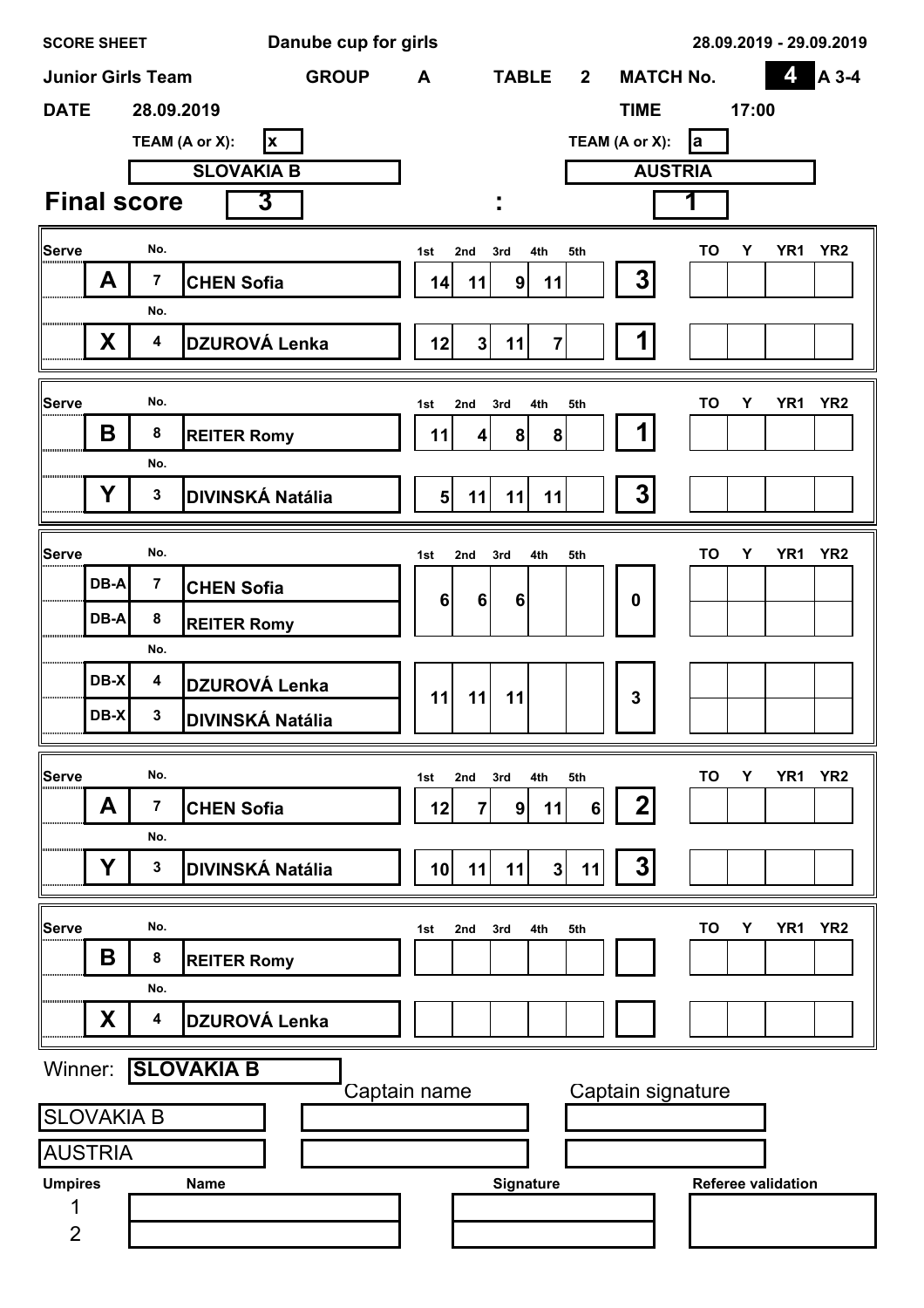**SCORE SHEET** | **Danube cup for girls** | **28.09.2019 - 29.09.2019**

**Junior Girls Team** | **GROUP** A | **TABLE** 2 | **MATCH No.** 4 | A 3-4

**DATE** 28.09.2019 | **TIME** 17:00

| TEAM (A or X): x | | TEAM (A or X): a |
|---|---|---|
| **SLOVAKIA B** | | **AUSTRIA** |

## Final score 3 : 1

| Serve | | No. | Name | 1st | 2nd | 3rd | 4th | 5th | | TO | Y | YR1 | YR2 |
|---|---|---|---|---|---|---|---|---|---|---|---|---|---|
| | A | 7 | CHEN Sofia | 14 | 11 | 9 | 11 | | 3 | | | | |
| | X | 4 | DZUROVÁ Lenka | 12 | 3 | 11 | 7 | | 1 | | | | |

| Serve | | No. | Name | 1st | 2nd | 3rd | 4th | 5th | | TO | Y | YR1 | YR2 |
|---|---|---|---|---|---|---|---|---|---|---|---|---|---|
| | B | 8 | REITER Romy | 11 | 4 | 8 | 8 | | 1 | | | | |
| | Y | 3 | DIVINSKÁ Natália | 5 | 11 | 11 | 11 | | 3 | | | | |

| Serve | | No. | Name | 1st | 2nd | 3rd | 4th | 5th | | TO | Y | YR1 | YR2 |
|---|---|---|---|---|---|---|---|---|---|---|---|---|---|
| | DB-A | 7 | CHEN Sofia | 6 | 6 | 6 | | | 0 | | | | |
| | DB-A | 8 | REITER Romy | | | | | | | | | | |
| | DB-X | 4 | DZUROVÁ Lenka | 11 | 11 | 11 | | | 3 | | | | |
| | DB-X | 3 | DIVINSKÁ Natália | | | | | | | | | | |

| Serve | | No. | Name | 1st | 2nd | 3rd | 4th | 5th | | TO | Y | YR1 | YR2 |
|---|---|---|---|---|---|---|---|---|---|---|---|---|---|
| | A | 7 | CHEN Sofia | 12 | 7 | 9 | 11 | 6 | 2 | | | | |
| | Y | 3 | DIVINSKÁ Natália | 10 | 11 | 11 | 3 | 11 | 3 | | | | |

| Serve | | No. | Name | 1st | 2nd | 3rd | 4th | 5th | | TO | Y | YR1 | YR2 |
|---|---|---|---|---|---|---|---|---|---|---|---|---|---|
| | B | 8 | REITER Romy | | | | | | | | | | |
| | X | 4 | DZUROVÁ Lenka | | | | | | | | | | |

Winner: **SLOVAKIA B**

| | Captain name | Captain signature |
|---|---|---|
| SLOVAKIA B | | |
| AUSTRIA | | |

| Umpires | Name | Signature | Referee validation |
|---|---|---|---|
| 1 | | | |
| 2 | | | |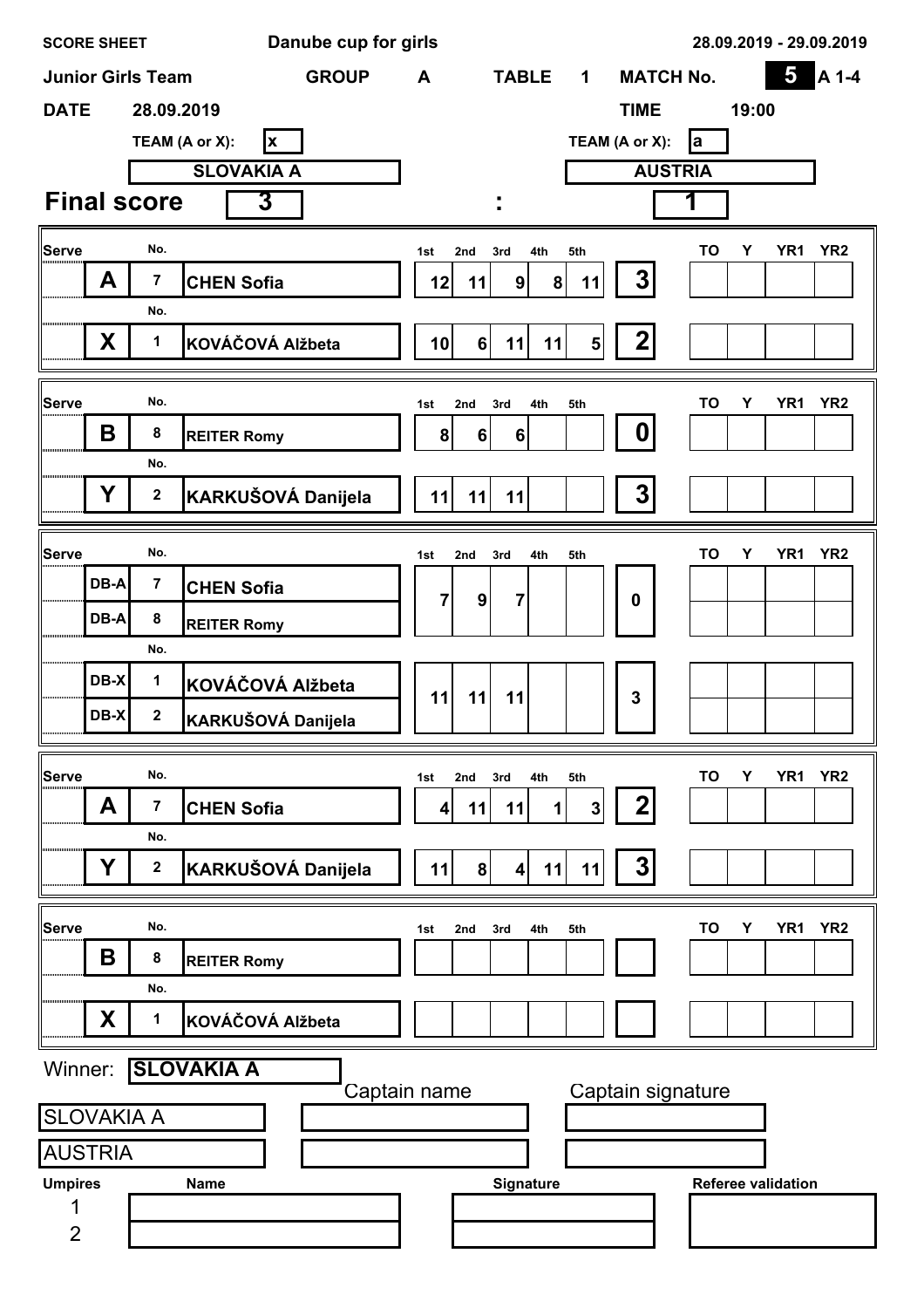**SCORE SHEET** **Danube cup for girls** **28.09.2019 - 29.09.2019**

**Junior Girls Team** **GROUP** **A** **TABLE** **1** **MATCH No.** **5** **A 1-4**

**DATE** **28.09.2019** **TIME** **19:00**

| TEAM (A or X): | x | TEAM (A or X): | a |
|---|---|---|---|
| | **SLOVAKIA A** | | **AUSTRIA** |

## Final score 3 : 1

| Serve | | No. | | 1st | 2nd | 3rd | 4th | 5th | | TO | Y | YR1 | YR2 |
|---|---|---|---|---|---|---|---|---|---|---|---|---|---|
| | A | 7 | CHEN Sofia | 12 | 11 | 9 | 8 | 11 | 3 | | | | |
| | X | 1 | KOVÁČOVÁ Alžbeta | 10 | 6 | 11 | 11 | 5 | 2 | | | | |

| Serve | | No. | | 1st | 2nd | 3rd | 4th | 5th | | TO | Y | YR1 | YR2 |
|---|---|---|---|---|---|---|---|---|---|---|---|---|---|
| | B | 8 | REITER Romy | 8 | 6 | 6 | | | 0 | | | | |
| | Y | 2 | KARKUŠOVÁ Danijela | 11 | 11 | 11 | | | 3 | | | | |

| Serve | | No. | | 1st | 2nd | 3rd | 4th | 5th | | TO | Y | YR1 | YR2 |
|---|---|---|---|---|---|---|---|---|---|---|---|---|---|
| | DB-A | 7 | CHEN Sofia | 7 | 9 | 7 | | | 0 | | | | |
| | DB-A | 8 | REITER Romy | | | | | | | | | | |
| | DB-X | 1 | KOVÁČOVÁ Alžbeta | 11 | 11 | 11 | | | 3 | | | | |
| | DB-X | 2 | KARKUŠOVÁ Danijela | | | | | | | | | | |

| Serve | | No. | | 1st | 2nd | 3rd | 4th | 5th | | TO | Y | YR1 | YR2 |
|---|---|---|---|---|---|---|---|---|---|---|---|---|---|
| | A | 7 | CHEN Sofia | 4 | 11 | 11 | 1 | 3 | 2 | | | | |
| | Y | 2 | KARKUŠOVÁ Danijela | 11 | 8 | 4 | 11 | 11 | 3 | | | | |

| Serve | | No. | | 1st | 2nd | 3rd | 4th | 5th | | TO | Y | YR1 | YR2 |
|---|---|---|---|---|---|---|---|---|---|---|---|---|---|
| | B | 8 | REITER Romy | | | | | | | | | | |
| | X | 1 | KOVÁČOVÁ Alžbeta | | | | | | | | | | |

Winner: **SLOVAKIA A**

| | Captain name | Captain signature |
|---|---|---|
| SLOVAKIA A | | |
| AUSTRIA | | |

| Umpires | Name | Signature | Referee validation |
|---|---|---|---|
| 1 | | | |
| 2 | | | |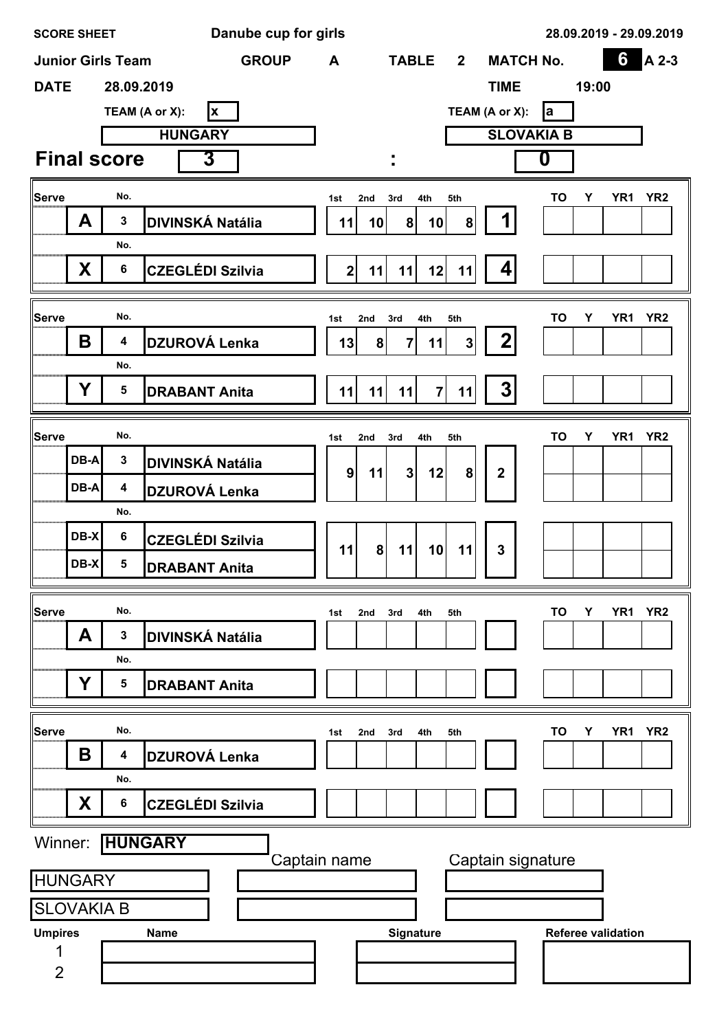**SCORE SHEET** **Danube cup for girls** **28.09.2019 - 29.09.2019**

**Junior Girls Team** **GROUP** A **TABLE** 2 **MATCH No.** 6 A 2-3

**DATE** 28.09.2019 **TIME** 19:00

| TEAM (A or X): | x | TEAM (A or X): | a |
|---|---|---|---|
| HUNGARY | | SLOVAKIA B | |

## Final score 3 : 0

| Serve | | No. | Player | 1st | 2nd | 3rd | 4th | 5th | | TO | Y | YR1 | YR2 |
|---|---|---|---|---|---|---|---|---|---|---|---|---|---|
| | A | 3 | DIVINSKÁ Natália | 11 | 10 | 8 | 10 | 8 | 1 | | | | |
| | X | 6 | CZEGLÉDI Szilvia | 2 | 11 | 11 | 12 | 11 | 4 | | | | |

| Serve | | No. | Player | 1st | 2nd | 3rd | 4th | 5th | | TO | Y | YR1 | YR2 |
|---|---|---|---|---|---|---|---|---|---|---|---|---|---|
| | B | 4 | DZUROVÁ Lenka | 13 | 8 | 7 | 11 | 3 | 2 | | | | |
| | Y | 5 | DRABANT Anita | 11 | 11 | 11 | 7 | 11 | 3 | | | | |

| Serve | | No. | Player | 1st | 2nd | 3rd | 4th | 5th | | TO | Y | YR1 | YR2 |
|---|---|---|---|---|---|---|---|---|---|---|---|---|---|
| | DB-A | 3 | DIVINSKÁ Natália | 9 | 11 | 3 | 12 | 8 | 2 | | | | |
| | DB-A | 4 | DZUROVÁ Lenka | | | | | | | | | | |
| | DB-X | 6 | CZEGLÉDI Szilvia | 11 | 8 | 11 | 10 | 11 | 3 | | | | |
| | DB-X | 5 | DRABANT Anita | | | | | | | | | | |

| Serve | | No. | Player | 1st | 2nd | 3rd | 4th | 5th | | TO | Y | YR1 | YR2 |
|---|---|---|---|---|---|---|---|---|---|---|---|---|---|
| | A | 3 | DIVINSKÁ Natália | | | | | | | | | | |
| | Y | 5 | DRABANT Anita | | | | | | | | | | |

| Serve | | No. | Player | 1st | 2nd | 3rd | 4th | 5th | | TO | Y | YR1 | YR2 |
|---|---|---|---|---|---|---|---|---|---|---|---|---|---|
| | B | 4 | DZUROVÁ Lenka | | | | | | | | | | |
| | X | 6 | CZEGLÉDI Szilvia | | | | | | | | | | |

Winner: **HUNGARY**

| | Captain name | Captain signature |
|---|---|---|
| HUNGARY | | |
| SLOVAKIA B | | |

| Umpires | Name | Signature | Referee validation |
|---|---|---|---|
| 1 | | | |
| 2 | | | |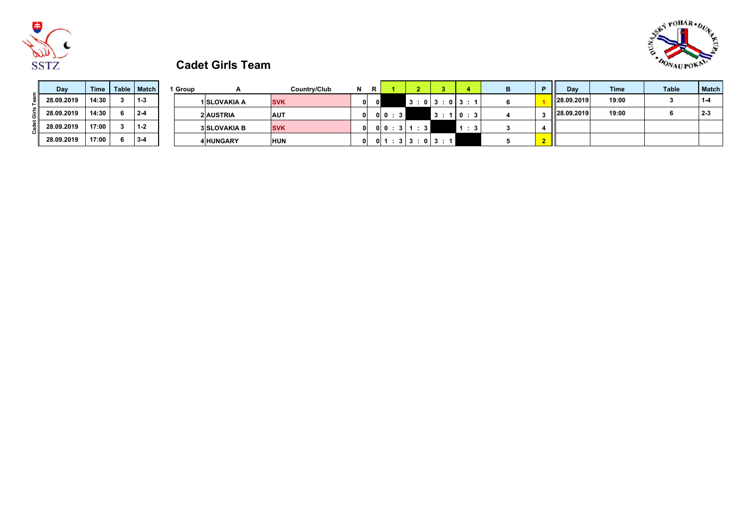SSTZ

# Cadet Girls Team

| Day | Time | Table | Match |
|---|---|---|---|
| 28.09.2019 | 14:30 | 3 | 1-3 |
| 28.09.2019 | 14:30 | 6 | 2-4 |
| 28.09.2019 | 17:00 | 3 | 1-2 |
| 28.09.2019 | 17:00 | 6 | 3-4 |

| 1 Group | A | Country/Club | N | R | 1 | 2 | 3 | 4 | B | P |
|---|---|---|---|---|---|---|---|---|---|---|
| 1 | SLOVAKIA A | SVK | 0 | 0 | | 3 : 0 | 3 : 0 | 3 : 1 | 6 | 1 |
| 2 | AUSTRIA | AUT | 0 | 0 | 0 : 3 | | 3 : 1 | 0 : 3 | 4 | 3 |
| 3 | SLOVAKIA B | SVK | 0 | 0 | 0 : 3 | 1 : 3 | | 1 : 3 | 3 | 4 |
| 4 | HUNGARY | HUN | 0 | 0 | 1 : 3 | 3 : 0 | 3 : 1 | | 5 | 2 |

| Day | Time | Table | Match |
|---|---|---|---|
| 28.09.2019 | 19:00 | 3 | 1-4 |
| 28.09.2019 | 19:00 | 6 | 2-3 |
| | | | |
| | | | |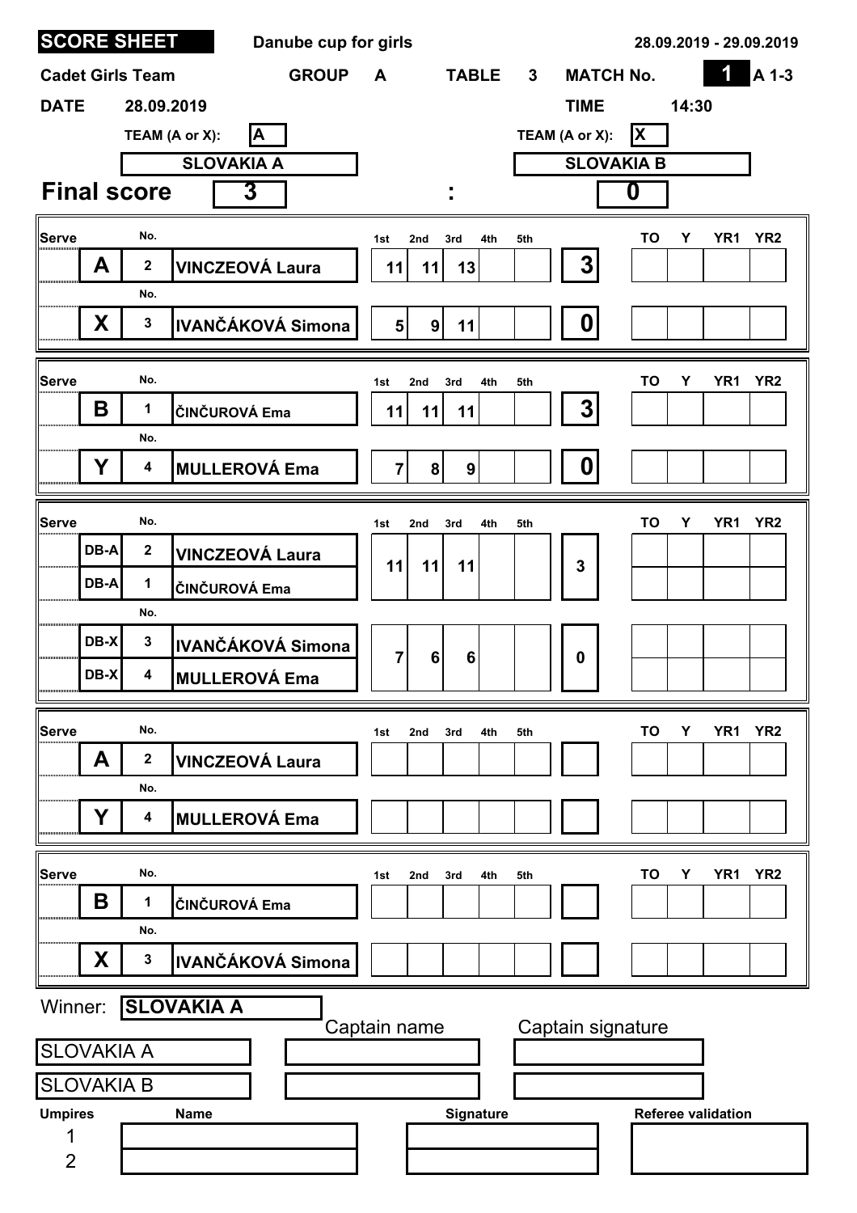**SCORE SHEET** | **Danube cup for girls** | **28.09.2019 - 29.09.2019**

**Cadet Girls Team** | **GROUP** A | **TABLE** 3 | **MATCH No.** 1 | A 1-3

**DATE** 28.09.2019 | **TIME** 14:30

| TEAM (A or X): A | TEAM (A or X): X |
|---|---|
| **SLOVAKIA A** | **SLOVAKIA B** |

## Final score 3 : 0

| Serve | | No. | Player | 1st | 2nd | 3rd | 4th | 5th | Games | TO | Y | YR1 | YR2 |
|---|---|---|---|---|---|---|---|---|---|---|---|---|---|
| | A | 2 | VINCZEOVÁ Laura | 11 | 11 | 13 | | | 3 | | | | |
| | X | 3 | IVANČÁKOVÁ Simona | 5 | 9 | 11 | | | 0 | | | | |

| Serve | | No. | Player | 1st | 2nd | 3rd | 4th | 5th | Games | TO | Y | YR1 | YR2 |
|---|---|---|---|---|---|---|---|---|---|---|---|---|---|
| | B | 1 | ČINČUROVÁ Ema | 11 | 11 | 11 | | | 3 | | | | |
| | Y | 4 | MULLEROVÁ Ema | 7 | 8 | 9 | | | 0 | | | | |

| Serve | | No. | Player | 1st | 2nd | 3rd | 4th | 5th | Games | TO | Y | YR1 | YR2 |
|---|---|---|---|---|---|---|---|---|---|---|---|---|---|
| | DB-A | 2 | VINCZEOVÁ Laura | 11 | 11 | 11 | | | 3 | | | | |
| | DB-A | 1 | ČINČUROVÁ Ema | | | | | | | | | | |
| | DB-X | 3 | IVANČÁKOVÁ Simona | 7 | 6 | 6 | | | 0 | | | | |
| | DB-X | 4 | MULLEROVÁ Ema | | | | | | | | | | |

| Serve | | No. | Player | 1st | 2nd | 3rd | 4th | 5th | Games | TO | Y | YR1 | YR2 |
|---|---|---|---|---|---|---|---|---|---|---|---|---|---|
| | A | 2 | VINCZEOVÁ Laura | | | | | | | | | | |
| | Y | 4 | MULLEROVÁ Ema | | | | | | | | | | |

| Serve | | No. | Player | 1st | 2nd | 3rd | 4th | 5th | Games | TO | Y | YR1 | YR2 |
|---|---|---|---|---|---|---|---|---|---|---|---|---|---|
| | B | 1 | ČINČUROVÁ Ema | | | | | | | | | | |
| | X | 3 | IVANČÁKOVÁ Simona | | | | | | | | | | |

Winner: **SLOVAKIA A**

| Team | Captain name | Captain signature |
|---|---|---|
| SLOVAKIA A | | |
| SLOVAKIA B | | |

| Umpires | Name | Signature | Referee validation |
|---|---|---|---|
| 1 | | | |
| 2 | | | |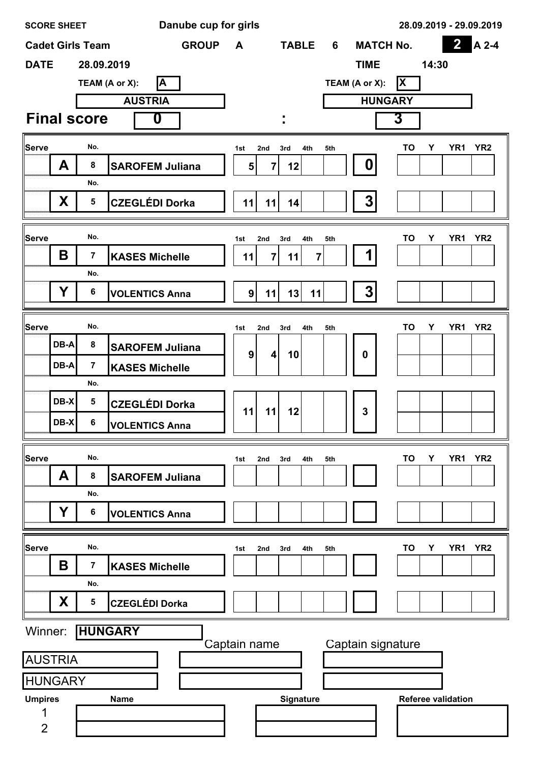**SCORE SHEET** **Danube cup for girls** **28.09.2019 - 29.09.2019**

**Cadet Girls Team** **GROUP** A **TABLE** 6 **MATCH No.** 2 A 2-4

**DATE** 28.09.2019 **TIME** 14:30

| TEAM (A or X): A | | TEAM (A or X): X |
|---|---|---|
| AUSTRIA | | HUNGARY |
| **Final score** 0 | : | 3 |

| Serve | | No. | Name | 1st | 2nd | 3rd | 4th | 5th | | TO | Y | YR1 | YR2 |
|---|---|---|---|---|---|---|---|---|---|---|---|---|---|
| | A | 8 | SAROFEM Juliana | 5 | 7 | 12 | | | 0 | | | | |
| | X | 5 | CZEGLÉDI Dorka | 11 | 11 | 14 | | | 3 | | | | |

| Serve | | No. | Name | 1st | 2nd | 3rd | 4th | 5th | | TO | Y | YR1 | YR2 |
|---|---|---|---|---|---|---|---|---|---|---|---|---|---|
| | B | 7 | KASES Michelle | 11 | 7 | 11 | 7 | | 1 | | | | |
| | Y | 6 | VOLENTICS Anna | 9 | 11 | 13 | 11 | | 3 | | | | |

| Serve | | No. | Name | 1st | 2nd | 3rd | 4th | 5th | | TO | Y | YR1 | YR2 |
|---|---|---|---|---|---|---|---|---|---|---|---|---|---|
| | DB-A | 8 | SAROFEM Juliana | 9 | 4 | 10 | | | 0 | | | | |
| | DB-A | 7 | KASES Michelle | | | | | | | | | | |
| | DB-X | 5 | CZEGLÉDI Dorka | 11 | 11 | 12 | | | 3 | | | | |
| | DB-X | 6 | VOLENTICS Anna | | | | | | | | | | |

| Serve | | No. | Name | 1st | 2nd | 3rd | 4th | 5th | | TO | Y | YR1 | YR2 |
|---|---|---|---|---|---|---|---|---|---|---|---|---|---|
| | A | 8 | SAROFEM Juliana | | | | | | | | | | |
| | Y | 6 | VOLENTICS Anna | | | | | | | | | | |

| Serve | | No. | Name | 1st | 2nd | 3rd | 4th | 5th | | TO | Y | YR1 | YR2 |
|---|---|---|---|---|---|---|---|---|---|---|---|---|---|
| | B | 7 | KASES Michelle | | | | | | | | | | |
| | X | 5 | CZEGLÉDI Dorka | | | | | | | | | | |

Winner: **HUNGARY**

| | Captain name | Captain signature |
|---|---|---|
| AUSTRIA | | |
| HUNGARY | | |

| Umpires | Name | Signature | Referee validation |
|---|---|---|---|
| 1 | | | |
| 2 | | | |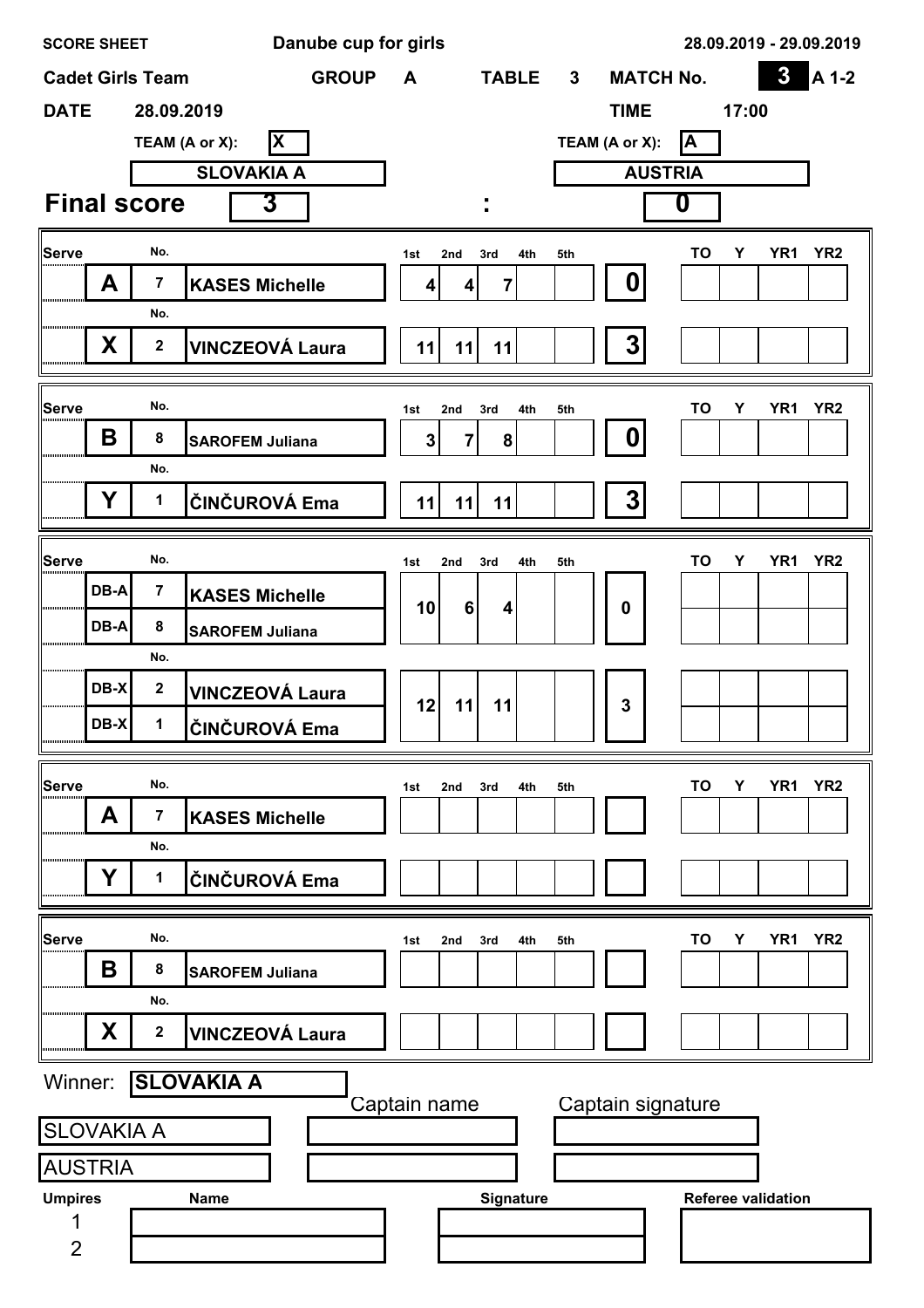**SCORE SHEET** **Danube cup for girls** **28.09.2019 - 29.09.2019**

**Cadet Girls Team** **GROUP** **A** **TABLE** **3** **MATCH No.** **3** **A 1-2**

**DATE** **28.09.2019** **TIME** **17:00**

| TEAM (A or X): | X | TEAM (A or X): | A |
|---|---|---|---|
| | **SLOVAKIA A** | | **AUSTRIA** |

## Final score **3** : **0**

| Serve | | No. | | 1st | 2nd | 3rd | 4th | 5th | | TO | Y | YR1 | YR2 |
|---|---|---|---|---|---|---|---|---|---|---|---|---|---|
| | **A** | 7 | **KASES Michelle** | 4 | 4 | 7 | | | **0** | | | | |
| | **X** | 2 | **VINCZEOVÁ Laura** | 11 | 11 | 11 | | | **3** | | | | |

| Serve | | No. | | 1st | 2nd | 3rd | 4th | 5th | | TO | Y | YR1 | YR2 |
|---|---|---|---|---|---|---|---|---|---|---|---|---|---|
| | **B** | 8 | **SAROFEM Juliana** | 3 | 7 | 8 | | | **0** | | | | |
| | **Y** | 1 | **ČINČUROVÁ Ema** | 11 | 11 | 11 | | | **3** | | | | |

| Serve | | No. | | 1st | 2nd | 3rd | 4th | 5th | | TO | Y | YR1 | YR2 |
|---|---|---|---|---|---|---|---|---|---|---|---|---|---|
| | **DB-A** | 7 | **KASES Michelle** | 10 | 6 | 4 | | | **0** | | | | |
| | **DB-A** | 8 | **SAROFEM Juliana** | | | | | | | | | | |
| | **DB-X** | 2 | **VINCZEOVÁ Laura** | 12 | 11 | 11 | | | **3** | | | | |
| | **DB-X** | 1 | **ČINČUROVÁ Ema** | | | | | | | | | | |

| Serve | | No. | | 1st | 2nd | 3rd | 4th | 5th | | TO | Y | YR1 | YR2 |
|---|---|---|---|---|---|---|---|---|---|---|---|---|---|
| | **A** | 7 | **KASES Michelle** | | | | | | | | | | |
| | **Y** | 1 | **ČINČUROVÁ Ema** | | | | | | | | | | |

| Serve | | No. | | 1st | 2nd | 3rd | 4th | 5th | | TO | Y | YR1 | YR2 |
|---|---|---|---|---|---|---|---|---|---|---|---|---|---|
| | **B** | 8 | **SAROFEM Juliana** | | | | | | | | | | |
| | **X** | 2 | **VINCZEOVÁ Laura** | | | | | | | | | | |

Winner: **SLOVAKIA A**

| | Captain name | Captain signature |
|---|---|---|
| SLOVAKIA A | | |
| AUSTRIA | | |

| Umpires | Name | Signature | Referee validation |
|---|---|---|---|
| 1 | | | |
| 2 | | | |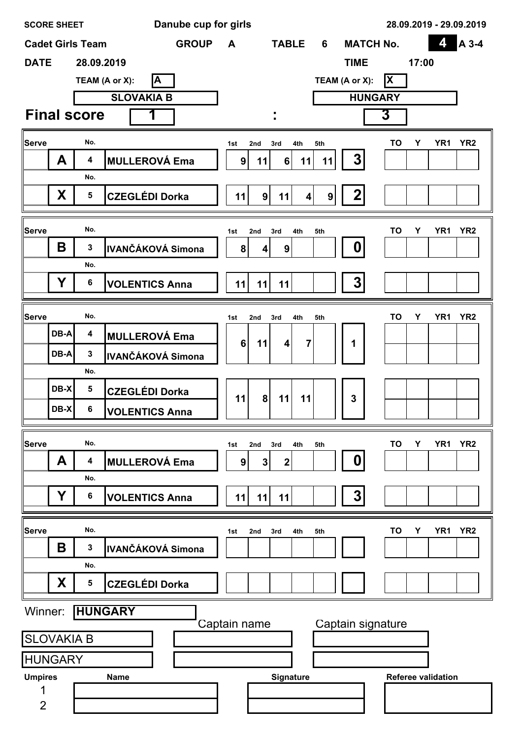**SCORE SHEET** **Danube cup for girls** **28.09.2019 - 29.09.2019**

**Cadet Girls Team** **GROUP** **A** **TABLE** **6** **MATCH No.** **4** **A 3-4**

**DATE** **28.09.2019** **TIME** **17:00**

| TEAM (A or X): | A | TEAM (A or X): | X |
|---|---|---|---|
| | **SLOVAKIA B** | | **HUNGARY** |

## Final score 1 : 3

| Serve | | No. | Name | 1st | 2nd | 3rd | 4th | 5th | Result | TO | Y | YR1 | YR2 |
|---|---|---|---|---|---|---|---|---|---|---|---|---|---|
| | A | 4 | MULLEROVÁ Ema | 9 | 11 | 6 | 11 | 11 | 3 | | | | |
| | X | 5 | CZEGLÉDI Dorka | 11 | 9 | 11 | 4 | 9 | 2 | | | | |

| Serve | | No. | Name | 1st | 2nd | 3rd | 4th | 5th | Result | TO | Y | YR1 | YR2 |
|---|---|---|---|---|---|---|---|---|---|---|---|---|---|
| | B | 3 | IVANČÁKOVÁ Simona | 8 | 4 | 9 | | | 0 | | | | |
| | Y | 6 | VOLENTICS Anna | 11 | 11 | 11 | | | 3 | | | | |

| Serve | | No. | Name | 1st | 2nd | 3rd | 4th | 5th | Result | TO | Y | YR1 | YR2 |
|---|---|---|---|---|---|---|---|---|---|---|---|---|---|
| | DB-A | 4 | MULLEROVÁ Ema | 6 | 11 | 4 | 7 | | 1 | | | | |
| | DB-A | 3 | IVANČÁKOVÁ Simona | | | | | | | | | | |
| | DB-X | 5 | CZEGLÉDI Dorka | 11 | 8 | 11 | 11 | | 3 | | | | |
| | DB-X | 6 | VOLENTICS Anna | | | | | | | | | | |

| Serve | | No. | Name | 1st | 2nd | 3rd | 4th | 5th | Result | TO | Y | YR1 | YR2 |
|---|---|---|---|---|---|---|---|---|---|---|---|---|---|
| | A | 4 | MULLEROVÁ Ema | 9 | 3 | 2 | | | 0 | | | | |
| | Y | 6 | VOLENTICS Anna | 11 | 11 | 11 | | | 3 | | | | |

| Serve | | No. | Name | 1st | 2nd | 3rd | 4th | 5th | Result | TO | Y | YR1 | YR2 |
|---|---|---|---|---|---|---|---|---|---|---|---|---|---|
| | B | 3 | IVANČÁKOVÁ Simona | | | | | | | | | | |
| | X | 5 | CZEGLÉDI Dorka | | | | | | | | | | |

Winner: **HUNGARY**

| | Captain name | Captain signature |
|---|---|---|
| SLOVAKIA B | | |
| HUNGARY | | |

| Umpires | Name | Signature | Referee validation |
|---|---|---|---|
| 1 | | | |
| 2 | | | |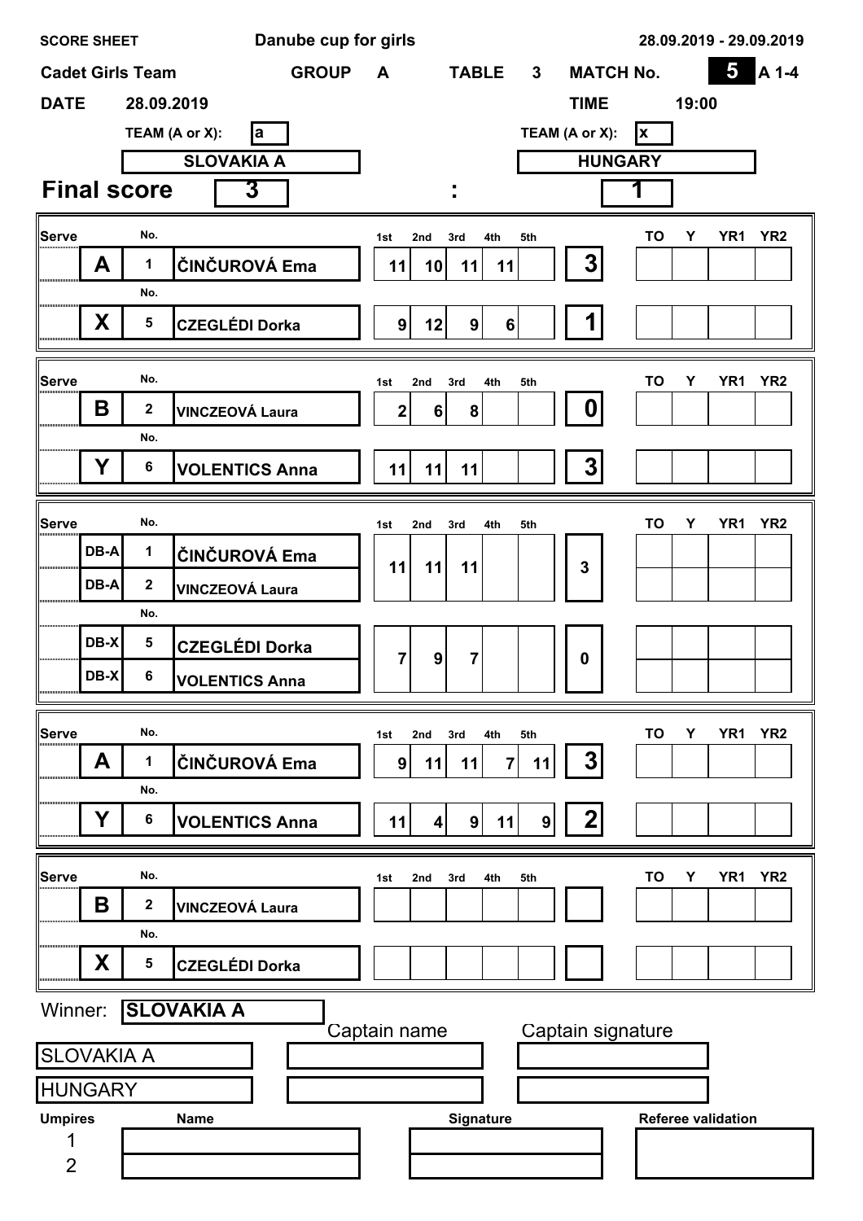**SCORE SHEET** **Danube cup for girls** **28.09.2019 - 29.09.2019**

**Cadet Girls Team** **GROUP** A **TABLE** 3 **MATCH No.** 5 A 1-4

**DATE** 28.09.2019 **TIME** 19:00

| TEAM (A or X): a | | TEAM (A or X): x |
|---|---|---|
| **SLOVAKIA A** | | **HUNGARY** |
| **Final score** 3 | : | 1 |

| Serve | | No. | Player | 1st | 2nd | 3rd | 4th | 5th | Result | TO | Y | YR1 | YR2 |
|---|---|---|---|---|---|---|---|---|---|---|---|---|---|
| | A | 1 | ČINČUROVÁ Ema | 11 | 10 | 11 | 11 | | 3 | | | | |
| | X | 5 | CZEGLÉDI Dorka | 9 | 12 | 9 | 6 | | 1 | | | | |

| Serve | | No. | Player | 1st | 2nd | 3rd | 4th | 5th | Result | TO | Y | YR1 | YR2 |
|---|---|---|---|---|---|---|---|---|---|---|---|---|---|
| | B | 2 | VINCZEOVÁ Laura | 2 | 6 | 8 | | | 0 | | | | |
| | Y | 6 | VOLENTICS Anna | 11 | 11 | 11 | | | 3 | | | | |

| Serve | | No. | Player | 1st | 2nd | 3rd | 4th | 5th | Result | TO | Y | YR1 | YR2 |
|---|---|---|---|---|---|---|---|---|---|---|---|---|---|
| | DB-A | 1 | ČINČUROVÁ Ema | 11 | 11 | 11 | | | 3 | | | | |
| | DB-A | 2 | VINCZEOVÁ Laura | | | | | | | | | | |
| | DB-X | 5 | CZEGLÉDI Dorka | 7 | 9 | 7 | | | 0 | | | | |
| | DB-X | 6 | VOLENTICS Anna | | | | | | | | | | |

| Serve | | No. | Player | 1st | 2nd | 3rd | 4th | 5th | Result | TO | Y | YR1 | YR2 |
|---|---|---|---|---|---|---|---|---|---|---|---|---|---|
| | A | 1 | ČINČUROVÁ Ema | 9 | 11 | 11 | 7 | 11 | 3 | | | | |
| | Y | 6 | VOLENTICS Anna | 11 | 4 | 9 | 11 | 9 | 2 | | | | |

| Serve | | No. | Player | 1st | 2nd | 3rd | 4th | 5th | Result | TO | Y | YR1 | YR2 |
|---|---|---|---|---|---|---|---|---|---|---|---|---|---|
| | B | 2 | VINCZEOVÁ Laura | | | | | | | | | | |
| | X | 5 | CZEGLÉDI Dorka | | | | | | | | | | |

Winner: **SLOVAKIA A**

| Team | Captain name | Captain signature |
|---|---|---|
| SLOVAKIA A | | |
| HUNGARY | | |

| Umpires | Name | Signature | Referee validation |
|---|---|---|---|
| 1 | | | |
| 2 | | | |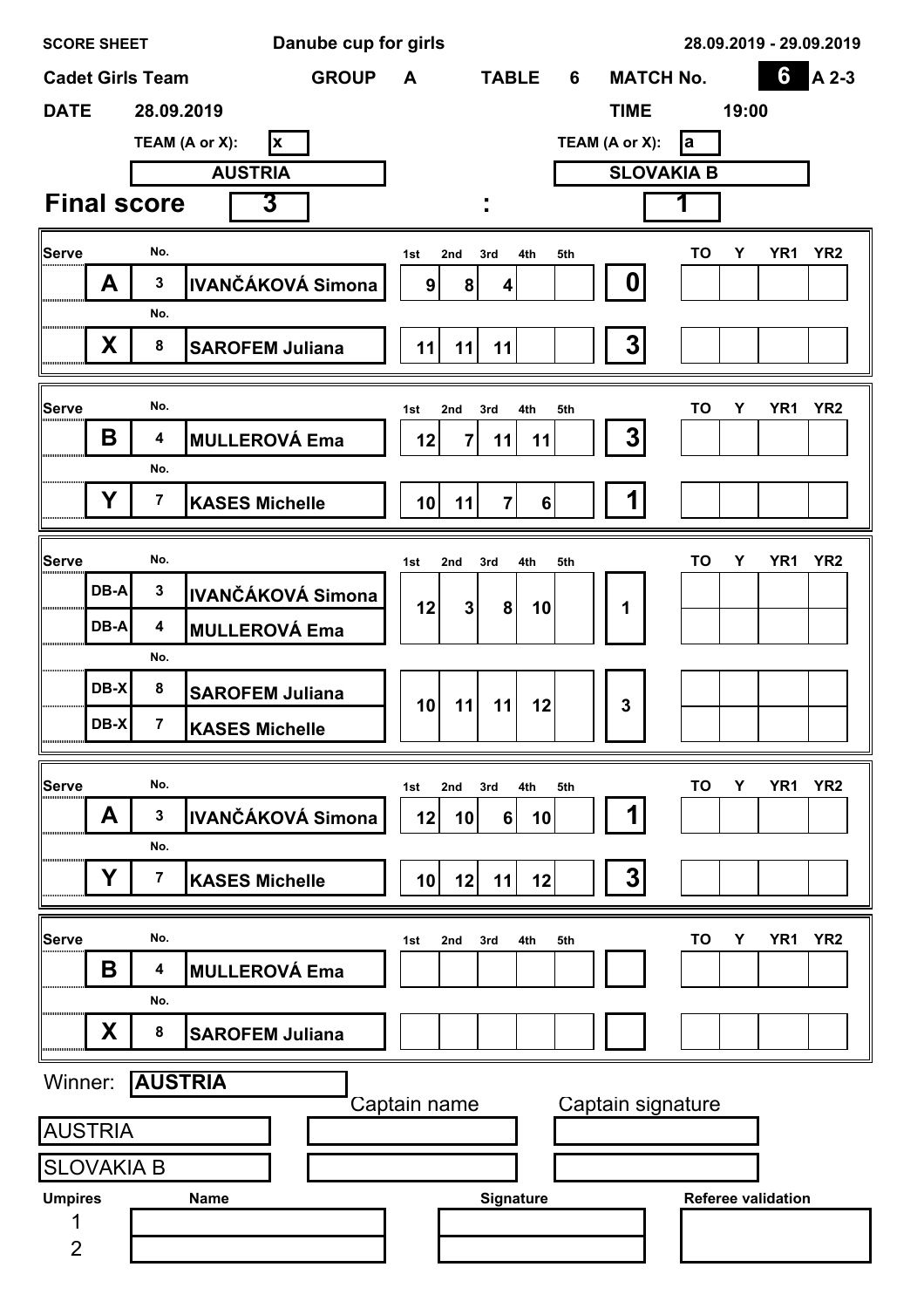**SCORE SHEET** **Danube cup for girls** **28.09.2019 - 29.09.2019**

**Cadet Girls Team** **GROUP** A **TABLE** 6 **MATCH No.** 6 A 2-3

**DATE** 28.09.2019 **TIME** 19:00

| TEAM (A or X): | x | TEAM (A or X): | a |
|---|---|---|---|
| | AUSTRIA | | SLOVAKIA B |

## Final score 3 : 1

| Serve | | No. | | 1st | 2nd | 3rd | 4th | 5th | | TO | Y | YR1 | YR2 |
|---|---|---|---|---|---|---|---|---|---|---|---|---|---|
| | A | 3 | IVANČÁKOVÁ Simona | 9 | 8 | 4 | | | 0 | | | | |
| | X | 8 | SAROFEM Juliana | 11 | 11 | 11 | | | 3 | | | | |

| Serve | | No. | | 1st | 2nd | 3rd | 4th | 5th | | TO | Y | YR1 | YR2 |
|---|---|---|---|---|---|---|---|---|---|---|---|---|---|
| | B | 4 | MULLEROVÁ Ema | 12 | 7 | 11 | 11 | | 3 | | | | |
| | Y | 7 | KASES Michelle | 10 | 11 | 7 | 6 | | 1 | | | | |

| Serve | | No. | | 1st | 2nd | 3rd | 4th | 5th | | TO | Y | YR1 | YR2 |
|---|---|---|---|---|---|---|---|---|---|---|---|---|---|
| | DB-A | 3 | IVANČÁKOVÁ Simona | 12 | 3 | 8 | 10 | | 1 | | | | |
| | DB-A | 4 | MULLEROVÁ Ema | | | | | | | | | | |
| | DB-X | 8 | SAROFEM Juliana | 10 | 11 | 11 | 12 | | 3 | | | | |
| | DB-X | 7 | KASES Michelle | | | | | | | | | | |

| Serve | | No. | | 1st | 2nd | 3rd | 4th | 5th | | TO | Y | YR1 | YR2 |
|---|---|---|---|---|---|---|---|---|---|---|---|---|---|
| | A | 3 | IVANČÁKOVÁ Simona | 12 | 10 | 6 | 10 | | 1 | | | | |
| | Y | 7 | KASES Michelle | 10 | 12 | 11 | 12 | | 3 | | | | |

| Serve | | No. | | 1st | 2nd | 3rd | 4th | 5th | | TO | Y | YR1 | YR2 |
|---|---|---|---|---|---|---|---|---|---|---|---|---|---|
| | B | 4 | MULLEROVÁ Ema | | | | | | | | | | |
| | X | 8 | SAROFEM Juliana | | | | | | | | | | |

Winner: **AUSTRIA**

| | Captain name | Captain signature |
|---|---|---|
| AUSTRIA | | |
| SLOVAKIA B | | |

| Umpires | Name | Signature | Referee validation |
|---|---|---|---|
| 1 | | | |
| 2 | | | |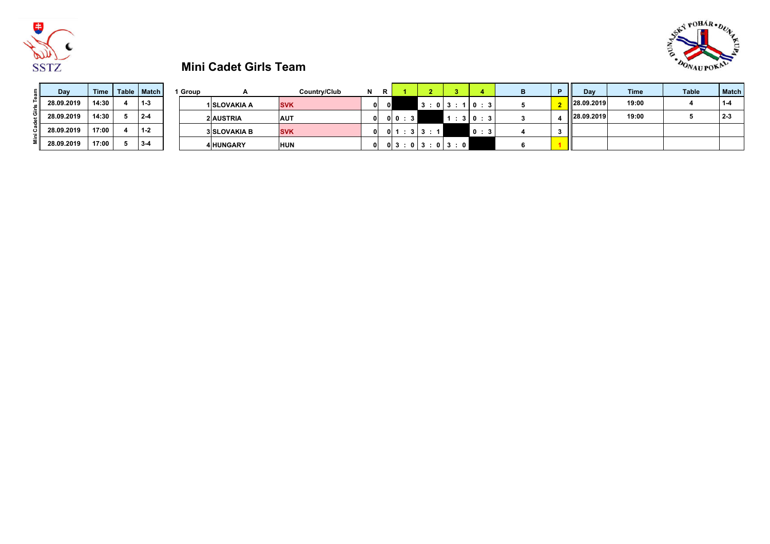## Mini Cadet Girls Team

| Day | Time | Table | Match |
|---|---|---|---|
| 28.09.2019 | 14:30 | 4 | 1-3 |
| 28.09.2019 | 14:30 | 5 | 2-4 |
| 28.09.2019 | 17:00 | 4 | 1-2 |
| 28.09.2019 | 17:00 | 5 | 3-4 |

| 1 Group | A | Country/Club | N | R | 1 | 2 | 3 | 4 | B | P |
|---|---|---|---|---|---|---|---|---|---|---|
| 1 | SLOVAKIA A | SVK | 0 | 0 | | 3 : 0 | 3 : 1 | 0 : 3 | 5 | 2 |
| 2 | AUSTRIA | AUT | 0 | 0 | 0 : 3 | | 1 : 3 | 0 : 3 | 3 | 4 |
| 3 | SLOVAKIA B | SVK | 0 | 0 | 1 : 3 | 3 : 1 | | 0 : 3 | 4 | 3 |
| 4 | HUNGARY | HUN | 0 | 0 | 3 : 0 | 3 : 0 | 3 : 0 | | 6 | 1 |

| Day | Time | Table | Match |
|---|---|---|---|
| 28.09.2019 | 19:00 | 4 | 1-4 |
| 28.09.2019 | 19:00 | 5 | 2-3 |
| | | | |
| | | | |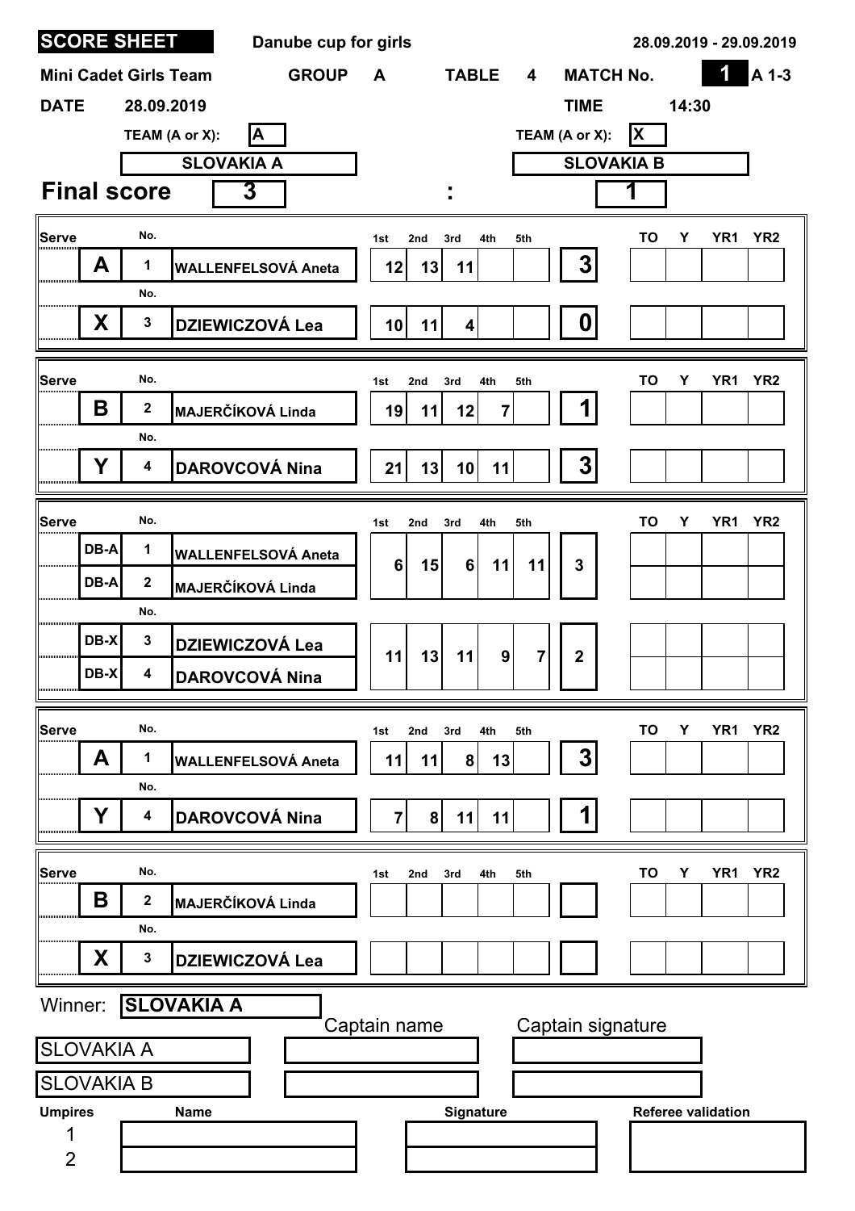# SCORE SHEET

**Danube cup for girls** 28.09.2019 - 29.09.2019

**Mini Cadet Girls Team** GROUP **A** TABLE **4** MATCH No. **1** A 1-3

**DATE** 28.09.2019 **TIME** 14:30

| TEAM (A or X): | A | TEAM (A or X): | X |
|---|---|---|---|
| | SLOVAKIA A | | SLOVAKIA B |

## Final score 3 : 1

| Serve | | No. | Name | 1st | 2nd | 3rd | 4th | 5th | | TO | Y | YR1 | YR2 |
|---|---|---|---|---|---|---|---|---|---|---|---|---|---|
| | A | 1 | WALLENFELSOVÁ Aneta | 12 | 13 | 11 | | | 3 | | | | |
| | X | 3 | DZIEWICZOVÁ Lea | 10 | 11 | 4 | | | 0 | | | | |

| Serve | | No. | Name | 1st | 2nd | 3rd | 4th | 5th | | TO | Y | YR1 | YR2 |
|---|---|---|---|---|---|---|---|---|---|---|---|---|---|
| | B | 2 | MAJERČÍKOVÁ Linda | 19 | 11 | 12 | 7 | | 1 | | | | |
| | Y | 4 | DAROVCOVÁ Nina | 21 | 13 | 10 | 11 | | 3 | | | | |

| Serve | | No. | Name | 1st | 2nd | 3rd | 4th | 5th | | TO | Y | YR1 | YR2 |
|---|---|---|---|---|---|---|---|---|---|---|---|---|---|
| | DB-A | 1 | WALLENFELSOVÁ Aneta | 6 | 15 | 6 | 11 | 11 | 3 | | | | |
| | DB-A | 2 | MAJERČÍKOVÁ Linda | | | | | | | | | | |
| | DB-X | 3 | DZIEWICZOVÁ Lea | 11 | 13 | 11 | 9 | 7 | 2 | | | | |
| | DB-X | 4 | DAROVCOVÁ Nina | | | | | | | | | | |

| Serve | | No. | Name | 1st | 2nd | 3rd | 4th | 5th | | TO | Y | YR1 | YR2 |
|---|---|---|---|---|---|---|---|---|---|---|---|---|---|
| | A | 1 | WALLENFELSOVÁ Aneta | 11 | 11 | 8 | 13 | | 3 | | | | |
| | Y | 4 | DAROVCOVÁ Nina | 7 | 8 | 11 | 11 | | 1 | | | | |

| Serve | | No. | Name | 1st | 2nd | 3rd | 4th | 5th | | TO | Y | YR1 | YR2 |
|---|---|---|---|---|---|---|---|---|---|---|---|---|---|
| | B | 2 | MAJERČÍKOVÁ Linda | | | | | | | | | | |
| | X | 3 | DZIEWICZOVÁ Lea | | | | | | | | | | |

Winner: **SLOVAKIA A**

| Team | Captain name | Captain signature |
|---|---|---|
| SLOVAKIA A | | |
| SLOVAKIA B | | |

| Umpires | Name | Signature | Referee validation |
|---|---|---|---|
| 1 | | | |
| 2 | | | |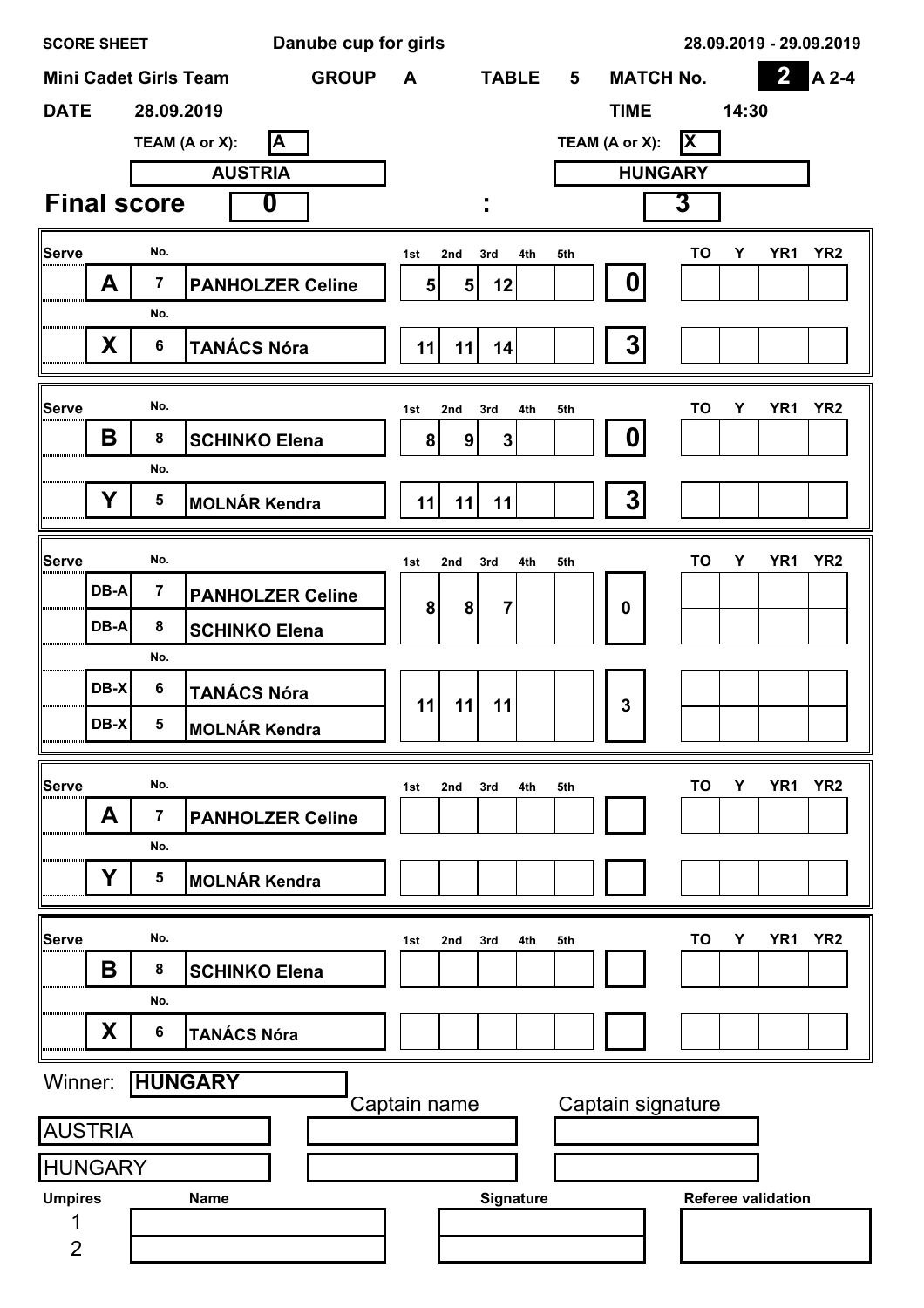**SCORE SHEET** **Danube cup for girls** **28.09.2019 - 29.09.2019**

**Mini Cadet Girls Team** **GROUP** A **TABLE** 5 **MATCH No.** 2 A 2-4

**DATE** 28.09.2019 **TIME** 14:30

| TEAM (A or X): | A | TEAM (A or X): | X |
|---|---|---|---|
| | AUSTRIA | | HUNGARY |

## Final score 0 : 3

| Serve | | No. | Player | 1st | 2nd | 3rd | 4th | 5th | Result | TO | Y | YR1 | YR2 |
|---|---|---|---|---|---|---|---|---|---|---|---|---|---|
| | A | 7 | PANHOLZER Celine | 5 | 5 | 12 | | | 0 | | | | |
| | X | 6 | TANÁCS Nóra | 11 | 11 | 14 | | | 3 | | | | |
| | B | 8 | SCHINKO Elena | 8 | 9 | 3 | | | 0 | | | | |
| | Y | 5 | MOLNÁR Kendra | 11 | 11 | 11 | | | 3 | | | | |
| | DB-A | 7 | PANHOLZER Celine | 8 | 8 | 7 | | | 0 | | | | |
| | DB-A | 8 | SCHINKO Elena | | | | | | | | | | |
| | DB-X | 6 | TANÁCS Nóra | 11 | 11 | 11 | | | 3 | | | | |
| | DB-X | 5 | MOLNÁR Kendra | | | | | | | | | | |
| | A | 7 | PANHOLZER Celine | | | | | | | | | | |
| | Y | 5 | MOLNÁR Kendra | | | | | | | | | | |
| | B | 8 | SCHINKO Elena | | | | | | | | | | |
| | X | 6 | TANÁCS Nóra | | | | | | | | | | |

Winner: **HUNGARY**

| Team | Captain name | Captain signature |
|---|---|---|
| AUSTRIA | | |
| HUNGARY | | |

| Umpires | Name | Signature | Referee validation |
|---|---|---|---|
| 1 | | | |
| 2 | | | |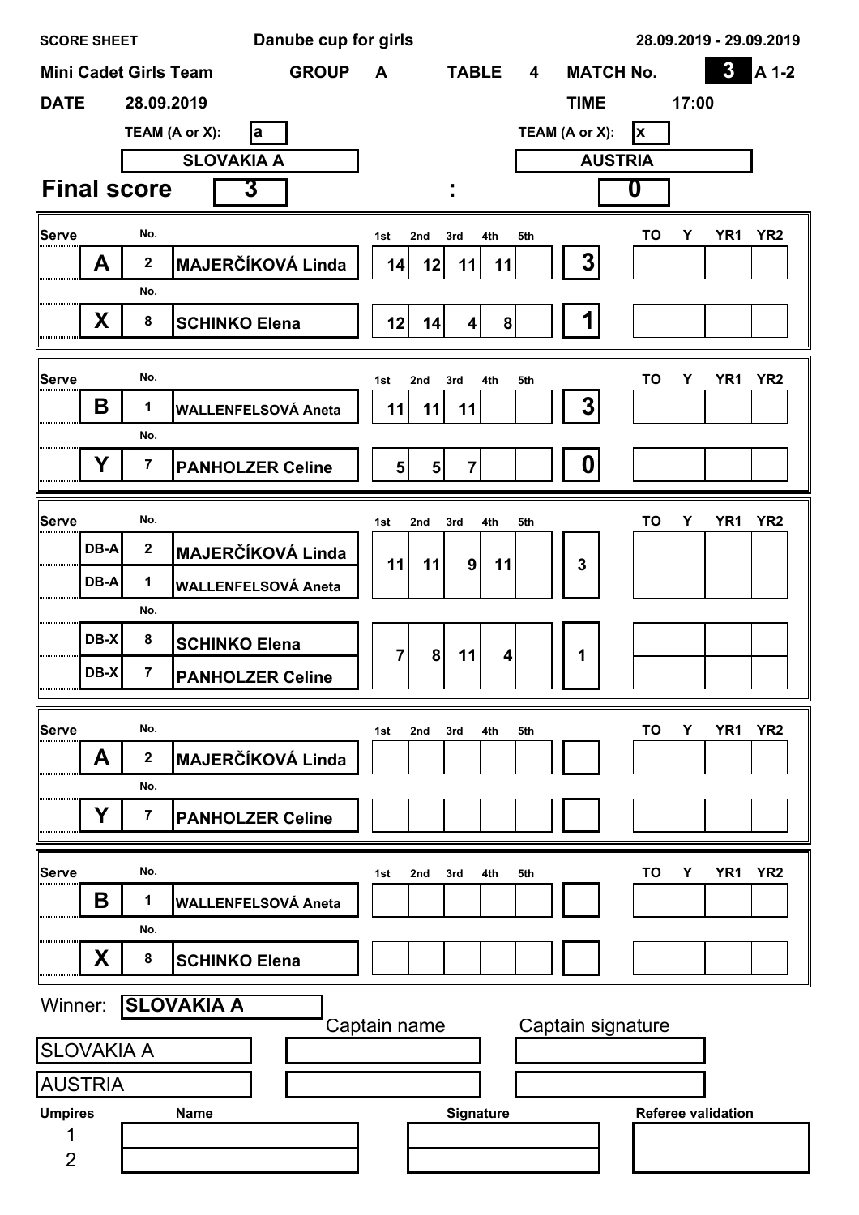**SCORE SHEET** **Danube cup for girls** **28.09.2019 - 29.09.2019**

**Mini Cadet Girls Team** **GROUP** **A** **TABLE** **4** **MATCH No.** **3** **A 1-2**

**DATE** **28.09.2019** **TIME** **17:00**

**TEAM (A or X):** a — **SLOVAKIA A**

**TEAM (A or X):** x — **AUSTRIA**

## Final score 3 : 0

| Serve | | No. | | 1st | 2nd | 3rd | 4th | 5th | | TO | Y | YR1 | YR2 |
|---|---|---|---|---|---|---|---|---|---|---|---|---|---|
| | A | 2 | MAJERČÍKOVÁ Linda | 14 | 12 | 11 | 11 | | 3 | | | | |
| | X | 8 | SCHINKO Elena | 12 | 14 | 4 | 8 | | 1 | | | | |

| Serve | | No. | | 1st | 2nd | 3rd | 4th | 5th | | TO | Y | YR1 | YR2 |
|---|---|---|---|---|---|---|---|---|---|---|---|---|---|
| | B | 1 | WALLENFELSOVÁ Aneta | 11 | 11 | 11 | | | 3 | | | | |
| | Y | 7 | PANHOLZER Celine | 5 | 5 | 7 | | | 0 | | | | |

| Serve | | No. | | 1st | 2nd | 3rd | 4th | 5th | | TO | Y | YR1 | YR2 |
|---|---|---|---|---|---|---|---|---|---|---|---|---|---|
| | DB-A | 2 | MAJERČÍKOVÁ Linda | 11 | 11 | 9 | 11 | | 3 | | | | |
| | DB-A | 1 | WALLENFELSOVÁ Aneta | | | | | | | | | | |
| | DB-X | 8 | SCHINKO Elena | 7 | 8 | 11 | 4 | | 1 | | | | |
| | DB-X | 7 | PANHOLZER Celine | | | | | | | | | | |

| Serve | | No. | | 1st | 2nd | 3rd | 4th | 5th | | TO | Y | YR1 | YR2 |
|---|---|---|---|---|---|---|---|---|---|---|---|---|---|
| | A | 2 | MAJERČÍKOVÁ Linda | | | | | | | | | | |
| | Y | 7 | PANHOLZER Celine | | | | | | | | | | |

| Serve | | No. | | 1st | 2nd | 3rd | 4th | 5th | | TO | Y | YR1 | YR2 |
|---|---|---|---|---|---|---|---|---|---|---|---|---|---|
| | B | 1 | WALLENFELSOVÁ Aneta | | | | | | | | | | |
| | X | 8 | SCHINKO Elena | | | | | | | | | | |

Winner: **SLOVAKIA A**

| | Captain name | Captain signature |
|---|---|---|
| SLOVAKIA A | | |
| AUSTRIA | | |

| Umpires | Name | Signature | Referee validation |
|---|---|---|---|
| 1 | | | |
| 2 | | | |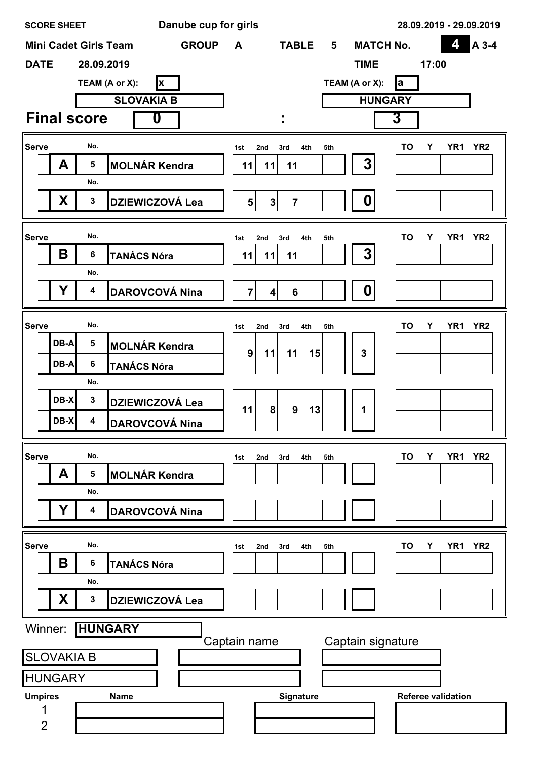**SCORE SHEET** **Danube cup for girls** **28.09.2019 - 29.09.2019**

**Mini Cadet Girls Team** **GROUP** **A** **TABLE** **5** **MATCH No.** **4** **A 3-4**

**DATE** **28.09.2019** **TIME** **17:00**

| TEAM (A or X): | x | TEAM (A or X): | a |
|---|---|---|---|
| **SLOVAKIA B** | | **HUNGARY** | |

## Final score 0 : 3

| Serve | | No. | Name | 1st | 2nd | 3rd | 4th | 5th | | TO | Y | YR1 | YR2 |
|---|---|---|---|---|---|---|---|---|---|---|---|---|---|
| | A | 5 | MOLNÁR Kendra | 11 | 11 | 11 | | | 3 | | | | |
| | X | 3 | DZIEWICZOVÁ Lea | 5 | 3 | 7 | | | 0 | | | | |
| | B | 6 | TANÁCS Nóra | 11 | 11 | 11 | | | 3 | | | | |
| | Y | 4 | DAROVCOVÁ Nina | 7 | 4 | 6 | | | 0 | | | | |
| | DB-A | 5 | MOLNÁR Kendra | 9 | 11 | 11 | 15 | | 3 | | | | |
| | DB-A | 6 | TANÁCS Nóra | | | | | | | | | | |
| | DB-X | 3 | DZIEWICZOVÁ Lea | 11 | 8 | 9 | 13 | | 1 | | | | |
| | DB-X | 4 | DAROVCOVÁ Nina | | | | | | | | | | |
| | A | 5 | MOLNÁR Kendra | | | | | | | | | | |
| | Y | 4 | DAROVCOVÁ Nina | | | | | | | | | | |
| | B | 6 | TANÁCS Nóra | | | | | | | | | | |
| | X | 3 | DZIEWICZOVÁ Lea | | | | | | | | | | |

Winner: **HUNGARY**

| | Captain name | Captain signature |
|---|---|---|
| SLOVAKIA B | | |
| HUNGARY | | |

| Umpires | Name | Signature | Referee validation |
|---|---|---|---|
| 1 | | | |
| 2 | | | |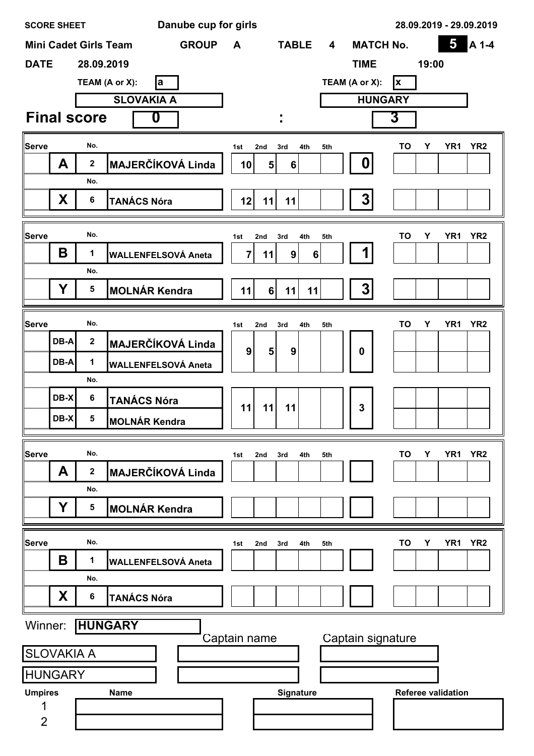**SCORE SHEET** **Danube cup for girls** **28.09.2019 - 29.09.2019**

**Mini Cadet Girls Team** **GROUP A** **TABLE 4** **MATCH No. 5 A 1-4**

**DATE** 28.09.2019 **TIME** 19:00

TEAM (A or X): a — **SLOVAKIA A**

TEAM (A or X): x — **HUNGARY**

## Final score 0 : 3

| Serve | | No. | Name | 1st | 2nd | 3rd | 4th | 5th | Result | TO | Y | YR1 | YR2 |
|---|---|---|---|---|---|---|---|---|---|---|---|---|---|
| | A | 2 | MAJERČÍKOVÁ Linda | 10 | 5 | 6 | | | 0 | | | | |
| | X | 6 | TANÁCS Nóra | 12 | 11 | 11 | | | 3 | | | | |

| Serve | | No. | Name | 1st | 2nd | 3rd | 4th | 5th | Result | TO | Y | YR1 | YR2 |
|---|---|---|---|---|---|---|---|---|---|---|---|---|---|
| | B | 1 | WALLENFELSOVÁ Aneta | 7 | 11 | 9 | 6 | | 1 | | | | |
| | Y | 5 | MOLNÁR Kendra | 11 | 6 | 11 | 11 | | 3 | | | | |

| Serve | | No. | Name | 1st | 2nd | 3rd | 4th | 5th | Result | TO | Y | YR1 | YR2 |
|---|---|---|---|---|---|---|---|---|---|---|---|---|---|
| | DB-A | 2 | MAJERČÍKOVÁ Linda | 9 | 5 | 9 | | | 0 | | | | |
| | DB-A | 1 | WALLENFELSOVÁ Aneta | | | | | | | | | | |
| | DB-X | 6 | TANÁCS Nóra | 11 | 11 | 11 | | | 3 | | | | |
| | DB-X | 5 | MOLNÁR Kendra | | | | | | | | | | |

| Serve | | No. | Name | 1st | 2nd | 3rd | 4th | 5th | Result | TO | Y | YR1 | YR2 |
|---|---|---|---|---|---|---|---|---|---|---|---|---|---|
| | A | 2 | MAJERČÍKOVÁ Linda | | | | | | | | | | |
| | Y | 5 | MOLNÁR Kendra | | | | | | | | | | |

| Serve | | No. | Name | 1st | 2nd | 3rd | 4th | 5th | Result | TO | Y | YR1 | YR2 |
|---|---|---|---|---|---|---|---|---|---|---|---|---|---|
| | B | 1 | WALLENFELSOVÁ Aneta | | | | | | | | | | |
| | X | 6 | TANÁCS Nóra | | | | | | | | | | |

Winner: **HUNGARY**

| Team | Captain name | Captain signature |
|---|---|---|
| SLOVAKIA A | | |
| HUNGARY | | |

| Umpires | Name | Signature | Referee validation |
|---|---|---|---|
| 1 | | | |
| 2 | | | |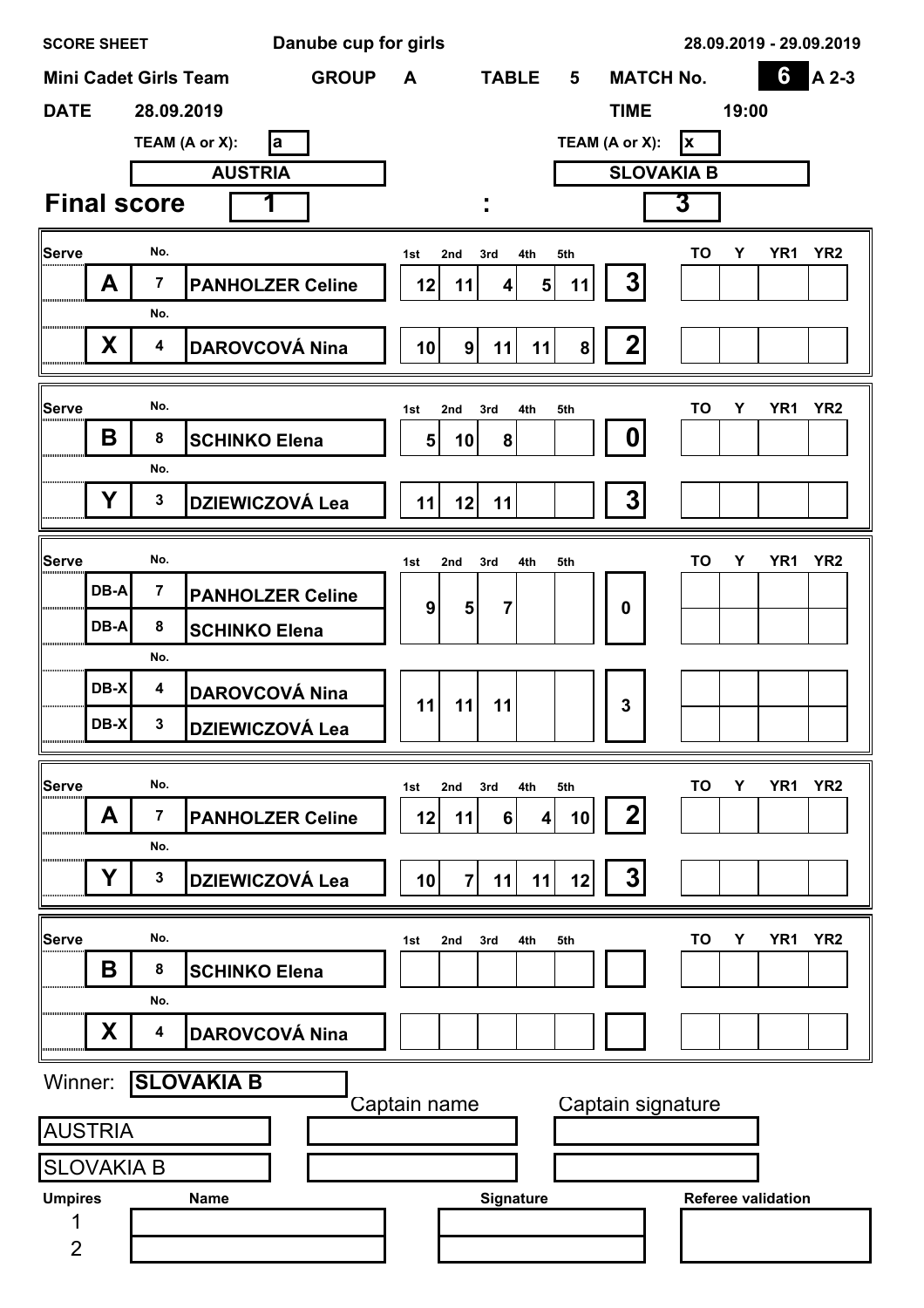**SCORE SHEET** **Danube cup for girls** **28.09.2019 - 29.09.2019**

**Mini Cadet Girls Team** **GROUP A** **TABLE 5** **MATCH No. 6 A 2-3**

**DATE 28.09.2019** **TIME 19:00**

| TEAM (A or X): | a | TEAM (A or X): | x |
|---|---|---|---|
| | **AUSTRIA** | | **SLOVAKIA B** |

## Final score 1 : 3

| Serve | | No. | Name | 1st | 2nd | 3rd | 4th | 5th | | TO | Y | YR1 | YR2 |
|---|---|---|---|---|---|---|---|---|---|---|---|---|---|
| | A | 7 | PANHOLZER Celine | 12 | 11 | 4 | 5 | 11 | 3 | | | | |
| | X | 4 | DAROVCOVÁ Nina | 10 | 9 | 11 | 11 | 8 | 2 | | | | |

| Serve | | No. | Name | 1st | 2nd | 3rd | 4th | 5th | | TO | Y | YR1 | YR2 |
|---|---|---|---|---|---|---|---|---|---|---|---|---|---|
| | B | 8 | SCHINKO Elena | 5 | 10 | 8 | | | 0 | | | | |
| | Y | 3 | DZIEWICZOVÁ Lea | 11 | 12 | 11 | | | 3 | | | | |

| Serve | | No. | Name | 1st | 2nd | 3rd | 4th | 5th | | TO | Y | YR1 | YR2 |
|---|---|---|---|---|---|---|---|---|---|---|---|---|---|
| | DB-A | 7 | PANHOLZER Celine | 9 | 5 | 7 | | | 0 | | | | |
| | DB-A | 8 | SCHINKO Elena | | | | | | | | | | |
| | DB-X | 4 | DAROVCOVÁ Nina | 11 | 11 | 11 | | | 3 | | | | |
| | DB-X | 3 | DZIEWICZOVÁ Lea | | | | | | | | | | |

| Serve | | No. | Name | 1st | 2nd | 3rd | 4th | 5th | | TO | Y | YR1 | YR2 |
|---|---|---|---|---|---|---|---|---|---|---|---|---|---|
| | A | 7 | PANHOLZER Celine | 12 | 11 | 6 | 4 | 10 | 2 | | | | |
| | Y | 3 | DZIEWICZOVÁ Lea | 10 | 7 | 11 | 11 | 12 | 3 | | | | |

| Serve | | No. | Name | 1st | 2nd | 3rd | 4th | 5th | | TO | Y | YR1 | YR2 |
|---|---|---|---|---|---|---|---|---|---|---|---|---|---|
| | B | 8 | SCHINKO Elena | | | | | | | | | | |
| | X | 4 | DAROVCOVÁ Nina | | | | | | | | | | |

Winner: **SLOVAKIA B**

| | Captain name | Captain signature |
|---|---|---|
| AUSTRIA | | |
| SLOVAKIA B | | |

| Umpires | Name | Signature | Referee validation |
|---|---|---|---|
| 1 | | | |
| 2 | | | |